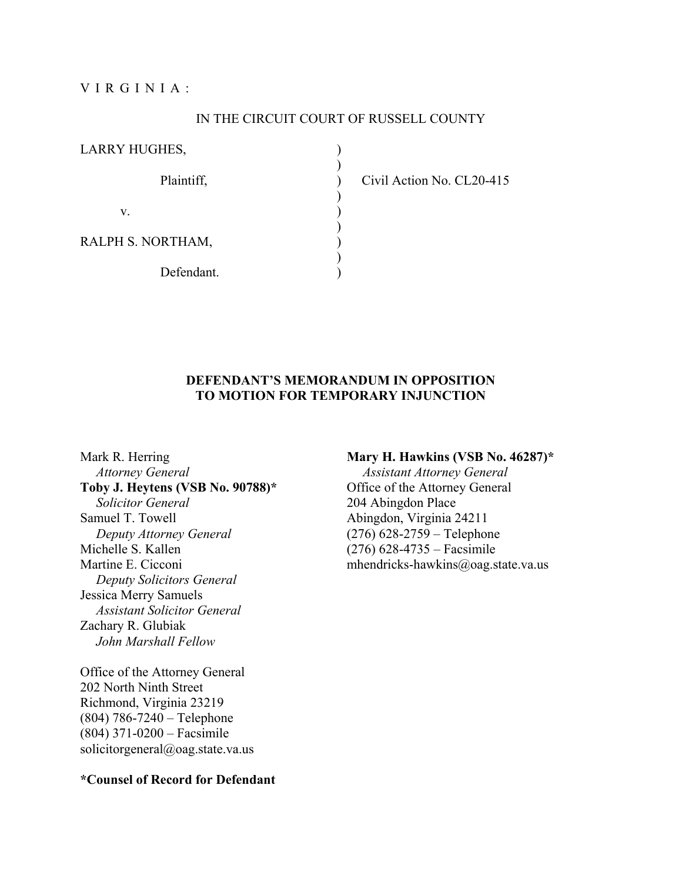V I R G I N I A :

IN THE CIRCUIT COURT OF RUSSELL COUNTY

| | | |
|---|---|---|
| LARRY HUGHES, | ) | |
| | ) | |
| Plaintiff, | ) | Civil Action No. CL20-415 |
| | ) | |
| v. | ) | |
| | ) | |
| RALPH S. NORTHAM, | ) | |
| | ) | |
| Defendant. | ) | |

**DEFENDANT'S MEMORANDUM IN OPPOSITION TO MOTION FOR TEMPORARY INJUNCTION**

Mark R. Herring
*Attorney General*
**Toby J. Heytens (VSB No. 90788)***
*Solicitor General*
Samuel T. Towell
*Deputy Attorney General*
Michelle S. Kallen
Martine E. Cicconi
*Deputy Solicitors General*
Jessica Merry Samuels
*Assistant Solicitor General*
Zachary R. Glubiak
*John Marshall Fellow*

Office of the Attorney General
202 North Ninth Street
Richmond, Virginia 23219
(804) 786-7240 – Telephone
(804) 371-0200 – Facsimile
solicitorgeneral@oag.state.va.us

**Mary H. Hawkins (VSB No. 46287)***
*Assistant Attorney General*
Office of the Attorney General
204 Abingdon Place
Abingdon, Virginia 24211
(276) 628-2759 – Telephone
(276) 628-4735 – Facsimile
mhendricks-hawkins@oag.state.va.us

**\*Counsel of Record for Defendant**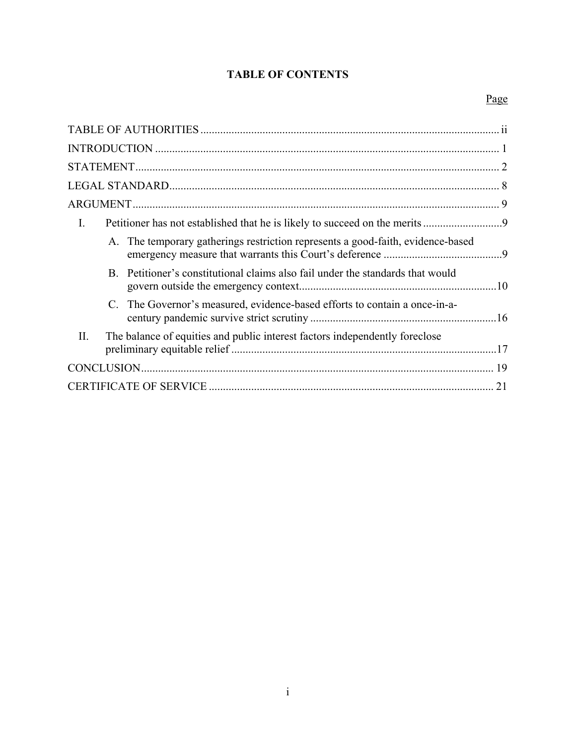## TABLE OF CONTENTS

| | Page |
|---|---|
| TABLE OF AUTHORITIES | ii |
| INTRODUCTION | 1 |
| STATEMENT | 2 |
| LEGAL STANDARD | 8 |
| ARGUMENT | 9 |
| I. Petitioner has not established that he is likely to succeed on the merits | 9 |
| A. The temporary gatherings restriction represents a good-faith, evidence-based emergency measure that warrants this Court's deference | 9 |
| B. Petitioner's constitutional claims also fail under the standards that would govern outside the emergency context | 10 |
| C. The Governor's measured, evidence-based efforts to contain a once-in-a-century pandemic survive strict scrutiny | 16 |
| II. The balance of equities and public interest factors independently foreclose preliminary equitable relief | 17 |
| CONCLUSION | 19 |
| CERTIFICATE OF SERVICE | 21 |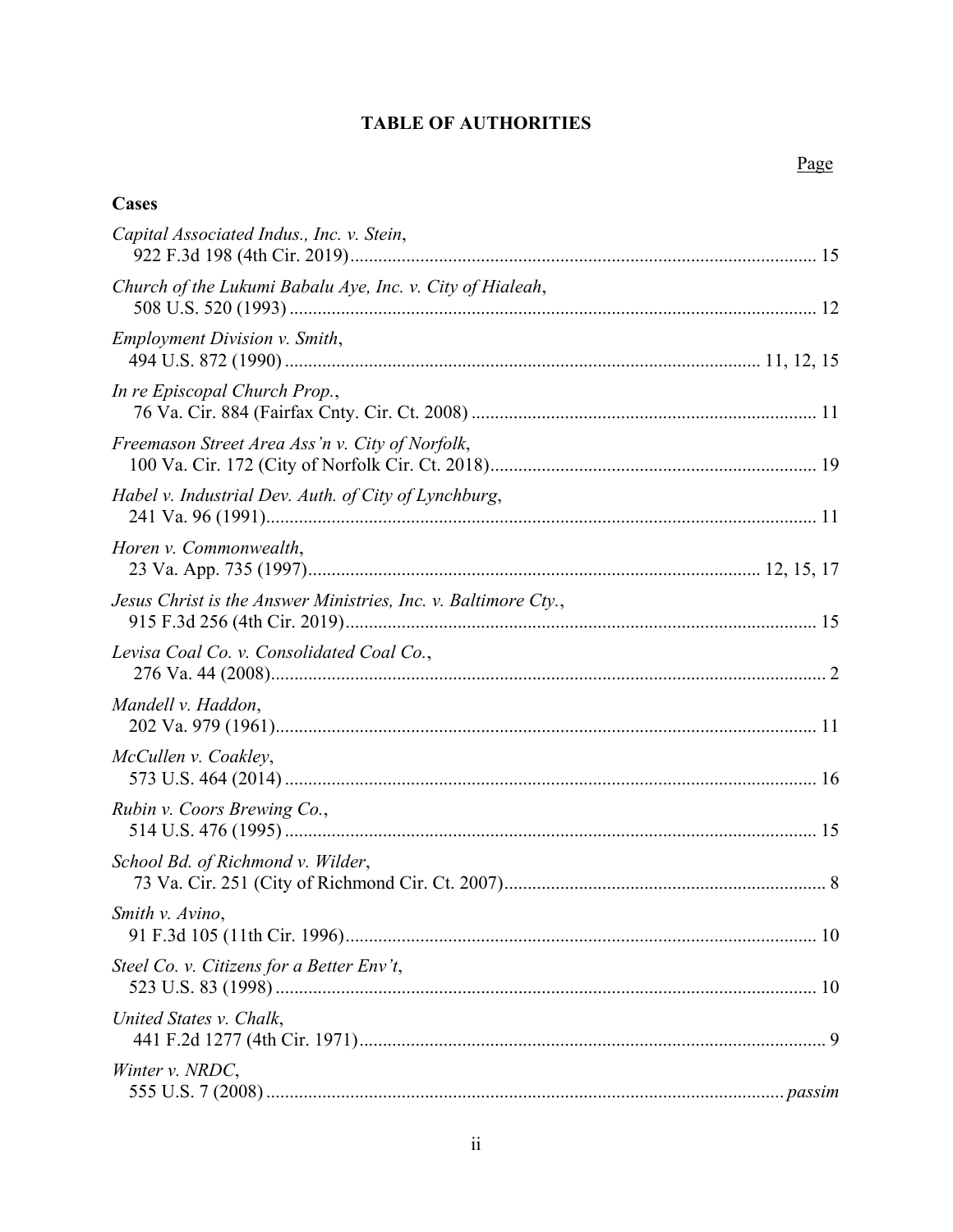# TABLE OF AUTHORITIES

Page

## Cases

*Capital Associated Indus., Inc. v. Stein*,
922 F.3d 198 (4th Cir. 2019) ........................................ 15

*Church of the Lukumi Babalu Aye, Inc. v. City of Hialeah*,
508 U.S. 520 (1993) ........................................ 12

*Employment Division v. Smith*,
494 U.S. 872 (1990) ........................................ 11, 12, 15

*In re Episcopal Church Prop.*,
76 Va. Cir. 884 (Fairfax Cnty. Cir. Ct. 2008) ........................................ 11

*Freemason Street Area Ass'n v. City of Norfolk*,
100 Va. Cir. 172 (City of Norfolk Cir. Ct. 2018) ........................................ 19

*Habel v. Industrial Dev. Auth. of City of Lynchburg*,
241 Va. 96 (1991) ........................................ 11

*Horen v. Commonwealth*,
23 Va. App. 735 (1997) ........................................ 12, 15, 17

*Jesus Christ is the Answer Ministries, Inc. v. Baltimore Cty.*,
915 F.3d 256 (4th Cir. 2019) ........................................ 15

*Levisa Coal Co. v. Consolidated Coal Co.*,
276 Va. 44 (2008) ........................................ 2

*Mandell v. Haddon*,
202 Va. 979 (1961) ........................................ 11

*McCullen v. Coakley*,
573 U.S. 464 (2014) ........................................ 16

*Rubin v. Coors Brewing Co.*,
514 U.S. 476 (1995) ........................................ 15

*School Bd. of Richmond v. Wilder*,
73 Va. Cir. 251 (City of Richmond Cir. Ct. 2007) ........................................ 8

*Smith v. Avino*,
91 F.3d 105 (11th Cir. 1996) ........................................ 10

*Steel Co. v. Citizens for a Better Env't*,
523 U.S. 83 (1998) ........................................ 10

*United States v. Chalk*,
441 F.2d 1277 (4th Cir. 1971) ........................................ 9

*Winter v. NRDC*,
555 U.S. 7 (2008) ........................................ *passim*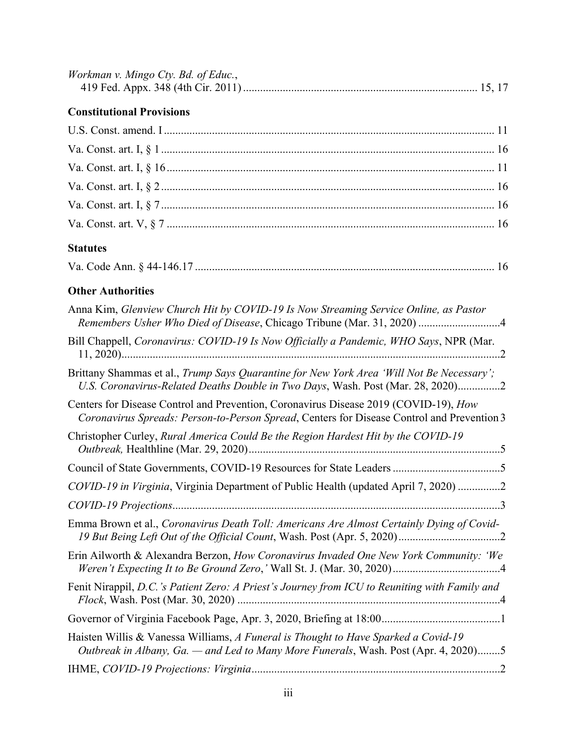*Workman v. Mingo Cty. Bd. of Educ.*, 419 Fed. Appx. 348 (4th Cir. 2011) .................................................................................... 15, 17

### Constitutional Provisions

U.S. Const. amend. I ................................................................................................................ 11

Va. Const. art. I, § 1 ................................................................................................................. 16

Va. Const. art. I, § 16 ............................................................................................................... 11

Va. Const. art. I, § 2 ................................................................................................................. 16

Va. Const. art. I, § 7 ................................................................................................................. 16

Va. Const. art. V, § 7 ................................................................................................................ 16

### Statutes

Va. Code Ann. § 44-146.17 ...................................................................................................... 16

### Other Authorities

Anna Kim, *Glenview Church Hit by COVID-19 Is Now Streaming Service Online, as Pastor Remembers Usher Who Died of Disease*, Chicago Tribune (Mar. 31, 2020) .............................4

Bill Chappell, *Coronavirus: COVID-19 Is Now Officially a Pandemic, WHO Says*, NPR (Mar. 11, 2020).....................................................................................................................................2

Brittany Shammas et al., *Trump Says Quarantine for New York Area 'Will Not Be Necessary'; U.S. Coronavirus-Related Deaths Double in Two Days*, Wash. Post (Mar. 28, 2020)...............2

Centers for Disease Control and Prevention, Coronavirus Disease 2019 (COVID-19), *How Coronavirus Spreads: Person-to-Person Spread*, Centers for Disease Control and Prevention 3

Christopher Curley, *Rural America Could Be the Region Hardest Hit by the COVID-19 Outbreak,* Healthline (Mar. 29, 2020).........................................................................................5

Council of State Governments, COVID-19 Resources for State Leaders ......................................5

*COVID-19 in Virginia*, Virginia Department of Public Health (updated April 7, 2020) ...............2

*COVID-19 Projections*....................................................................................................................3

Emma Brown et al., *Coronavirus Death Toll: Americans Are Almost Certainly Dying of Covid-19 But Being Left Out of the Official Count*, Wash. Post (Apr. 5, 2020)....................................2

Erin Ailworth & Alexandra Berzon, *How Coronavirus Invaded One New York Community: 'We Weren't Expecting It to Be Ground Zero*,' Wall St. J. (Mar. 30, 2020)......................................4

Fenit Nirappil, *D.C.'s Patient Zero: A Priest's Journey from ICU to Reuniting with Family and Flock*, Wash. Post (Mar. 30, 2020) .............................................................................................4

Governor of Virginia Facebook Page, Apr. 3, 2020, Briefing at 18:00..........................................1

Haisten Willis & Vanessa Williams, *A Funeral is Thought to Have Sparked a Covid-19 Outbreak in Albany, Ga. — and Led to Many More Funerals*, Wash. Post (Apr. 4, 2020)........5

IHME, *COVID-19 Projections: Virginia*........................................................................................2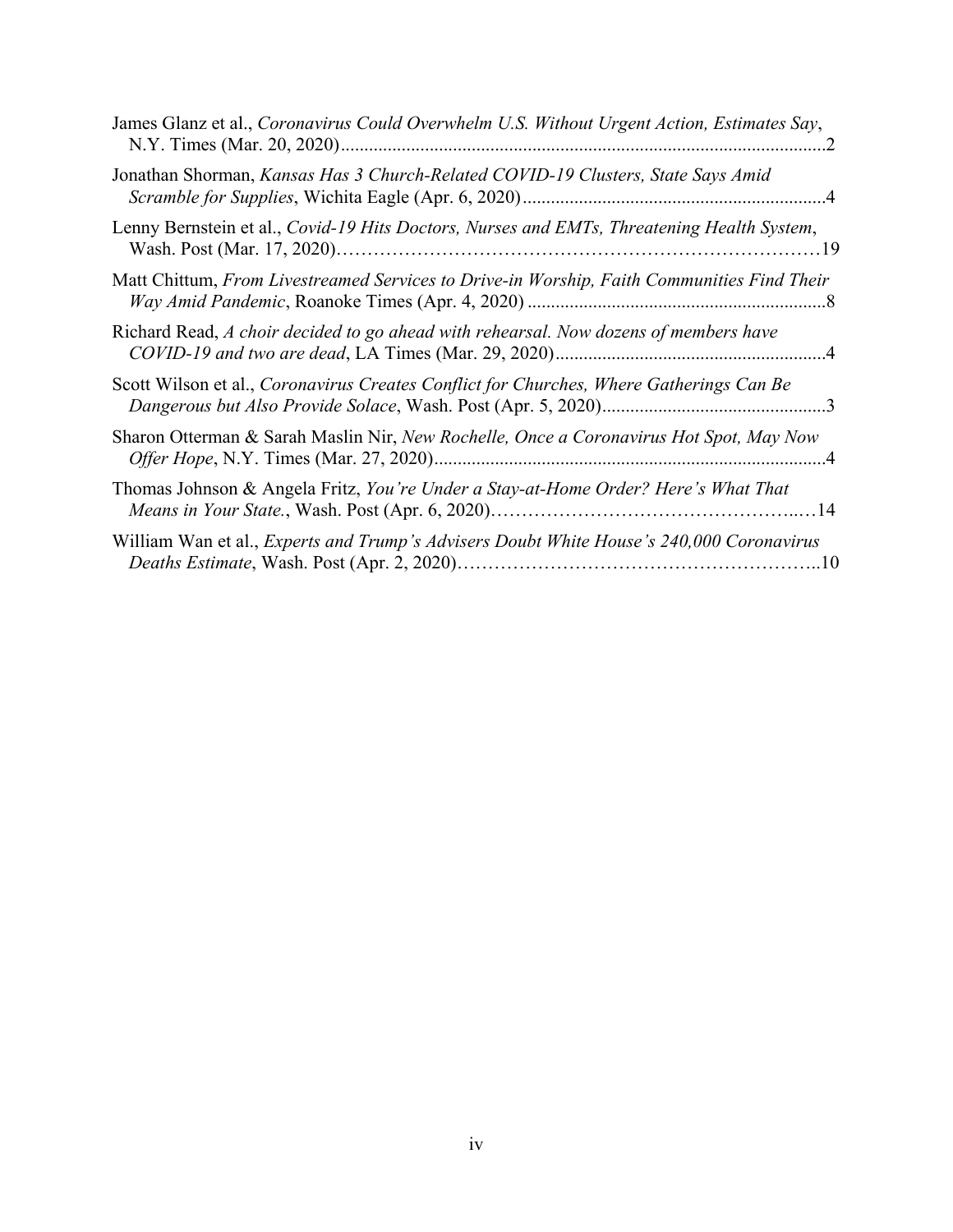James Glanz et al., *Coronavirus Could Overwhelm U.S. Without Urgent Action, Estimates Say*, N.Y. Times (Mar. 20, 2020) .......................................................................................................2

Jonathan Shorman, *Kansas Has 3 Church-Related COVID-19 Clusters, State Says Amid Scramble for Supplies*, Wichita Eagle (Apr. 6, 2020) .................................................................4

Lenny Bernstein et al., *Covid-19 Hits Doctors, Nurses and EMTs, Threatening Health System*, Wash. Post (Mar. 17, 2020)……………………………………………………………………19

Matt Chittum, *From Livestreamed Services to Drive-in Worship, Faith Communities Find Their Way Amid Pandemic*, Roanoke Times (Apr. 4, 2020) ...............................................................8

Richard Read, *A choir decided to go ahead with rehearsal. Now dozens of members have COVID-19 and two are dead*, LA Times (Mar. 29, 2020).........................................................4

Scott Wilson et al., *Coronavirus Creates Conflict for Churches, Where Gatherings Can Be Dangerous but Also Provide Solace*, Wash. Post (Apr. 5, 2020)................................................3

Sharon Otterman & Sarah Maslin Nir, *New Rochelle, Once a Coronavirus Hot Spot, May Now Offer Hope*, N.Y. Times (Mar. 27, 2020)....................................................................................4

Thomas Johnson & Angela Fritz, *You're Under a Stay-at-Home Order? Here's What That Means in Your State.*, Wash. Post (Apr. 6, 2020)……………………………………………..…14

William Wan et al., *Experts and Trump's Advisers Doubt White House's 240,000 Coronavirus Deaths Estimate*, Wash. Post (Apr. 2, 2020)…………………………………………………..10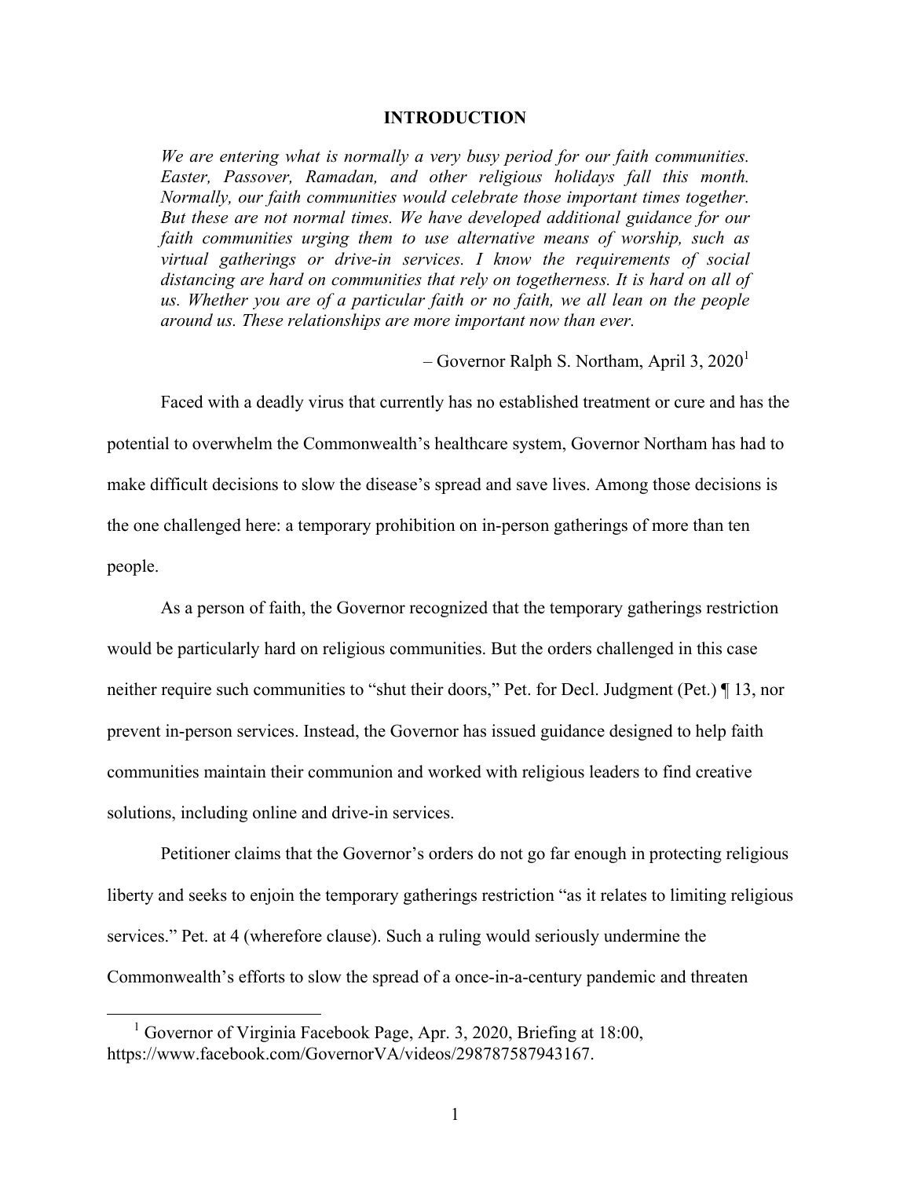## INTRODUCTION

> *We are entering what is normally a very busy period for our faith communities. Easter, Passover, Ramadan, and other religious holidays fall this month. Normally, our faith communities would celebrate those important times together. But these are not normal times. We have developed additional guidance for our faith communities urging them to use alternative means of worship, such as virtual gatherings or drive-in services. I know the requirements of social distancing are hard on communities that rely on togetherness. It is hard on all of us. Whether you are of a particular faith or no faith, we all lean on the people around us. These relationships are more important now than ever.*
>
> – Governor Ralph S. Northam, April 3, 2020[1]

Faced with a deadly virus that currently has no established treatment or cure and has the potential to overwhelm the Commonwealth's healthcare system, Governor Northam has had to make difficult decisions to slow the disease's spread and save lives. Among those decisions is the one challenged here: a temporary prohibition on in-person gatherings of more than ten people.

As a person of faith, the Governor recognized that the temporary gatherings restriction would be particularly hard on religious communities. But the orders challenged in this case neither require such communities to "shut their doors," Pet. for Decl. Judgment (Pet.) ¶ 13, nor prevent in-person services. Instead, the Governor has issued guidance designed to help faith communities maintain their communion and worked with religious leaders to find creative solutions, including online and drive-in services.

Petitioner claims that the Governor's orders do not go far enough in protecting religious liberty and seeks to enjoin the temporary gatherings restriction "as it relates to limiting religious services." Pet. at 4 (wherefore clause). Such a ruling would seriously undermine the Commonwealth's efforts to slow the spread of a once-in-a-century pandemic and threaten

[1] Governor of Virginia Facebook Page, Apr. 3, 2020, Briefing at 18:00, https://www.facebook.com/GovernorVA/videos/298787587943167.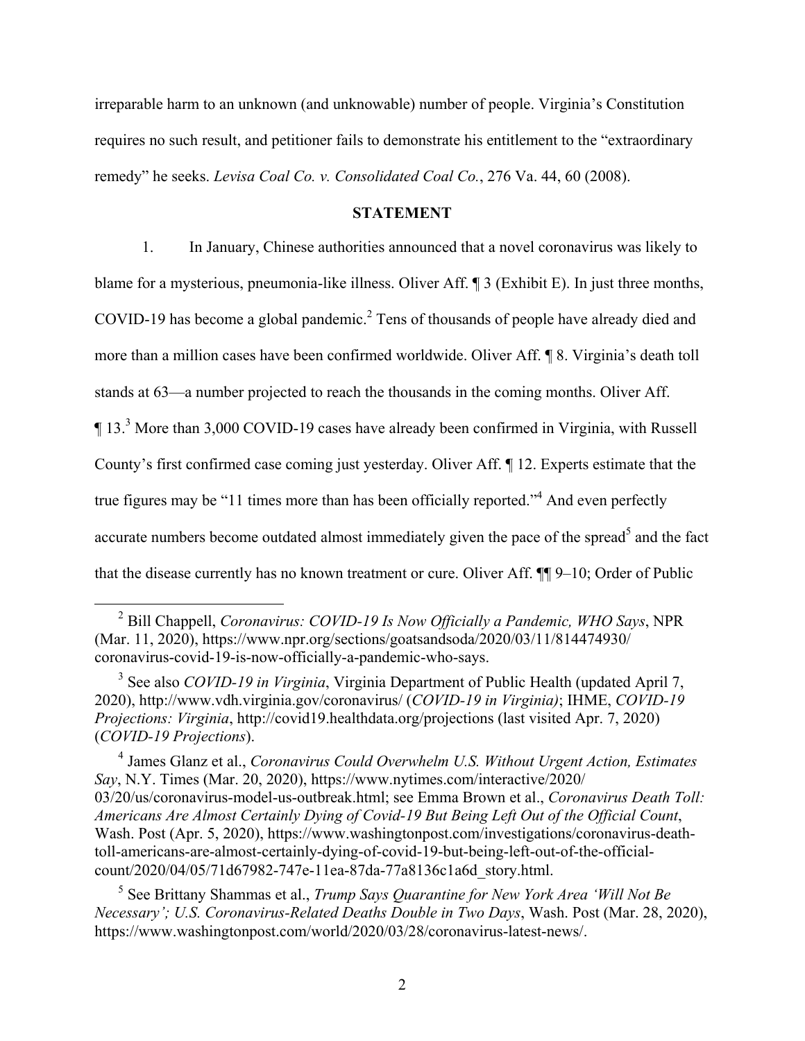irreparable harm to an unknown (and unknowable) number of people. Virginia's Constitution requires no such result, and petitioner fails to demonstrate his entitlement to the "extraordinary remedy" he seeks. *Levisa Coal Co. v. Consolidated Coal Co.*, 276 Va. 44, 60 (2008).

## STATEMENT

1. In January, Chinese authorities announced that a novel coronavirus was likely to blame for a mysterious, pneumonia-like illness. Oliver Aff. ¶ 3 (Exhibit E). In just three months, COVID-19 has become a global pandemic.[2] Tens of thousands of people have already died and more than a million cases have been confirmed worldwide. Oliver Aff. ¶ 8. Virginia's death toll stands at 63—a number projected to reach the thousands in the coming months. Oliver Aff. ¶ 13.[3] More than 3,000 COVID-19 cases have already been confirmed in Virginia, with Russell County's first confirmed case coming just yesterday. Oliver Aff. ¶ 12. Experts estimate that the true figures may be "11 times more than has been officially reported."[4] And even perfectly accurate numbers become outdated almost immediately given the pace of the spread[5] and the fact that the disease currently has no known treatment or cure. Oliver Aff. ¶¶ 9–10; Order of Public

---

[2] Bill Chappell, *Coronavirus: COVID-19 Is Now Officially a Pandemic, WHO Says*, NPR (Mar. 11, 2020), https://www.npr.org/sections/goatsandsoda/2020/03/11/814474930/coronavirus-covid-19-is-now-officially-a-pandemic-who-says.

[3] See also *COVID-19 in Virginia*, Virginia Department of Public Health (updated April 7, 2020), http://www.vdh.virginia.gov/coronavirus/ (*COVID-19 in Virginia)*; IHME, *COVID-19 Projections: Virginia*, http://covid19.healthdata.org/projections (last visited Apr. 7, 2020) (*COVID-19 Projections*).

[4] James Glanz et al., *Coronavirus Could Overwhelm U.S. Without Urgent Action, Estimates Say*, N.Y. Times (Mar. 20, 2020), https://www.nytimes.com/interactive/2020/03/20/us/coronavirus-model-us-outbreak.html; see Emma Brown et al., *Coronavirus Death Toll: Americans Are Almost Certainly Dying of Covid-19 But Being Left Out of the Official Count*, Wash. Post (Apr. 5, 2020), https://www.washingtonpost.com/investigations/coronavirus-death-toll-americans-are-almost-certainly-dying-of-covid-19-but-being-left-out-of-the-official-count/2020/04/05/71d67982-747e-11ea-87da-77a8136c1a6d_story.html.

[5] See Brittany Shammas et al., *Trump Says Quarantine for New York Area 'Will Not Be Necessary'; U.S. Coronavirus-Related Deaths Double in Two Days*, Wash. Post (Mar. 28, 2020), https://www.washingtonpost.com/world/2020/03/28/coronavirus-latest-news/.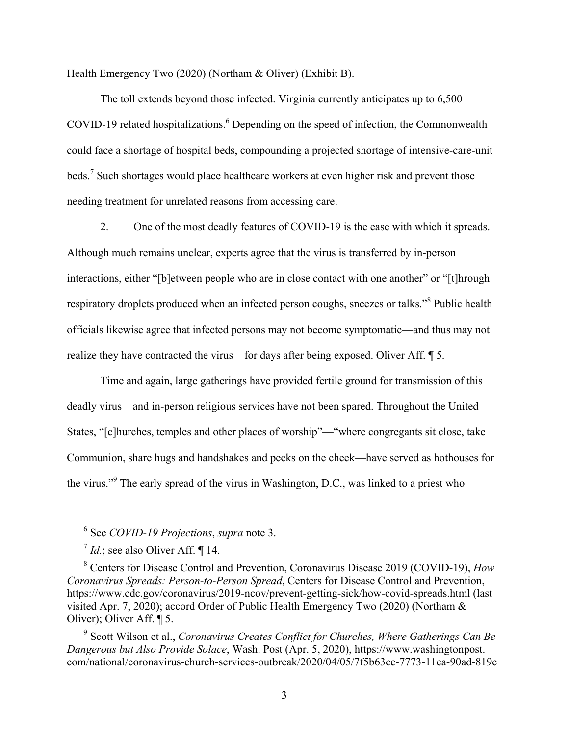Health Emergency Two (2020) (Northam & Oliver) (Exhibit B).

The toll extends beyond those infected. Virginia currently anticipates up to 6,500 COVID-19 related hospitalizations.[6] Depending on the speed of infection, the Commonwealth could face a shortage of hospital beds, compounding a projected shortage of intensive-care-unit beds.[7] Such shortages would place healthcare workers at even higher risk and prevent those needing treatment for unrelated reasons from accessing care.

2. One of the most deadly features of COVID-19 is the ease with which it spreads. Although much remains unclear, experts agree that the virus is transferred by in-person interactions, either "[b]etween people who are in close contact with one another" or "[t]hrough respiratory droplets produced when an infected person coughs, sneezes or talks."[8] Public health officials likewise agree that infected persons may not become symptomatic—and thus may not realize they have contracted the virus—for days after being exposed. Oliver Aff. ¶ 5.

Time and again, large gatherings have provided fertile ground for transmission of this deadly virus—and in-person religious services have not been spared. Throughout the United States, "[c]hurches, temples and other places of worship"—"where congregants sit close, take Communion, share hugs and handshakes and pecks on the cheek—have served as hothouses for the virus."[9] The early spread of the virus in Washington, D.C., was linked to a priest who

---

[6] See *COVID-19 Projections*, *supra* note 3.

[7] *Id.*; see also Oliver Aff. ¶ 14.

[8] Centers for Disease Control and Prevention, Coronavirus Disease 2019 (COVID-19), *How Coronavirus Spreads: Person-to-Person Spread*, Centers for Disease Control and Prevention, https://www.cdc.gov/coronavirus/2019-ncov/prevent-getting-sick/how-covid-spreads.html (last visited Apr. 7, 2020); accord Order of Public Health Emergency Two (2020) (Northam & Oliver); Oliver Aff. ¶ 5.

[9] Scott Wilson et al., *Coronavirus Creates Conflict for Churches, Where Gatherings Can Be Dangerous but Also Provide Solace*, Wash. Post (Apr. 5, 2020), https://www.washingtonpost.com/national/coronavirus-church-services-outbreak/2020/04/05/7f5b63cc-7773-11ea-90ad-819c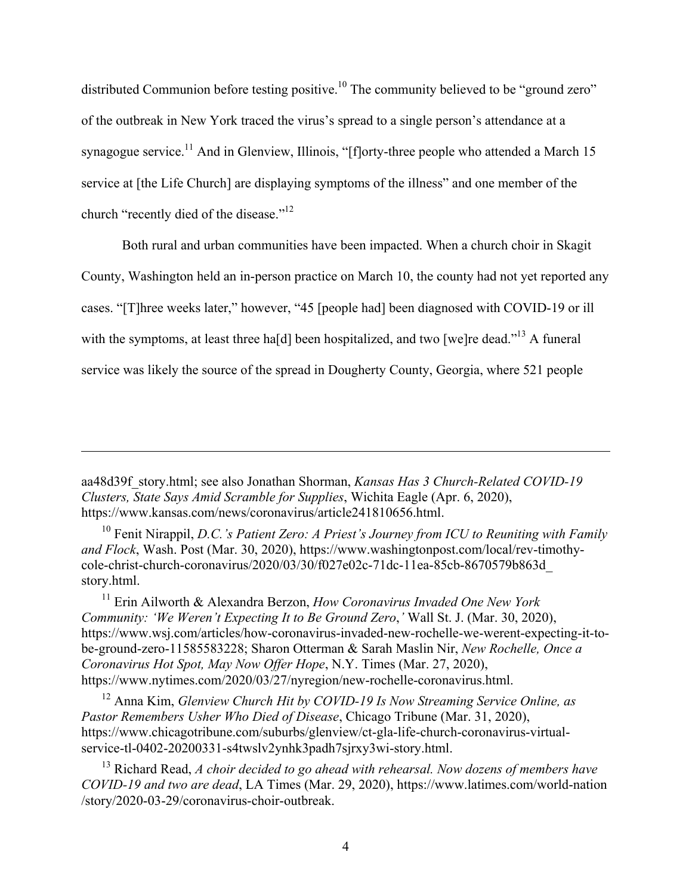distributed Communion before testing positive.[10] The community believed to be "ground zero" of the outbreak in New York traced the virus's spread to a single person's attendance at a synagogue service.[11] And in Glenview, Illinois, "[f]orty-three people who attended a March 15 service at [the Life Church] are displaying symptoms of the illness" and one member of the church "recently died of the disease."[12]

Both rural and urban communities have been impacted. When a church choir in Skagit County, Washington held an in-person practice on March 10, the county had not yet reported any cases. "[T]hree weeks later," however, "45 [people had] been diagnosed with COVID-19 or ill with the symptoms, at least three ha[d] been hospitalized, and two [we]re dead."[13] A funeral service was likely the source of the spread in Dougherty County, Georgia, where 521 people

---

aa48d39f_story.html; see also Jonathan Shorman, *Kansas Has 3 Church-Related COVID-19 Clusters, State Says Amid Scramble for Supplies*, Wichita Eagle (Apr. 6, 2020), https://www.kansas.com/news/coronavirus/article241810656.html.

[10] Fenit Nirappil, *D.C.'s Patient Zero: A Priest's Journey from ICU to Reuniting with Family and Flock*, Wash. Post (Mar. 30, 2020), https://www.washingtonpost.com/local/rev-timothy-cole-christ-church-coronavirus/2020/03/30/f027e02c-71dc-11ea-85cb-8670579b863d_story.html.

[11] Erin Ailworth & Alexandra Berzon, *How Coronavirus Invaded One New York Community: 'We Weren't Expecting It to Be Ground Zero*,*'* Wall St. J. (Mar. 30, 2020), https://www.wsj.com/articles/how-coronavirus-invaded-new-rochelle-we-werent-expecting-it-to-be-ground-zero-11585583228; Sharon Otterman & Sarah Maslin Nir, *New Rochelle, Once a Coronavirus Hot Spot, May Now Offer Hope*, N.Y. Times (Mar. 27, 2020), https://www.nytimes.com/2020/03/27/nyregion/new-rochelle-coronavirus.html.

[12] Anna Kim, *Glenview Church Hit by COVID-19 Is Now Streaming Service Online, as Pastor Remembers Usher Who Died of Disease*, Chicago Tribune (Mar. 31, 2020), https://www.chicagotribune.com/suburbs/glenview/ct-gla-life-church-coronavirus-virtual-service-tl-0402-20200331-s4twslv2ynhk3padh7sjrxy3wi-story.html.

[13] Richard Read, *A choir decided to go ahead with rehearsal. Now dozens of members have COVID-19 and two are dead*, LA Times (Mar. 29, 2020), https://www.latimes.com/world-nation/story/2020-03-29/coronavirus-choir-outbreak.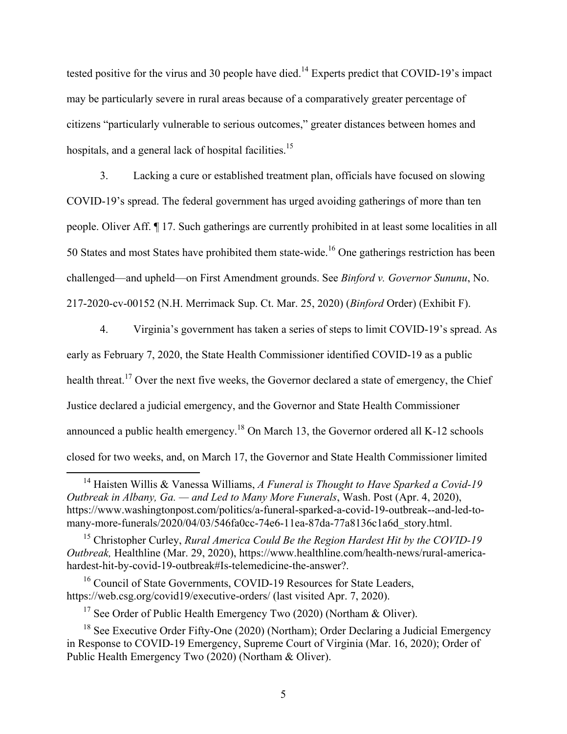tested positive for the virus and 30 people have died.[14] Experts predict that COVID-19's impact may be particularly severe in rural areas because of a comparatively greater percentage of citizens "particularly vulnerable to serious outcomes," greater distances between homes and hospitals, and a general lack of hospital facilities.[15]

3. Lacking a cure or established treatment plan, officials have focused on slowing COVID-19's spread. The federal government has urged avoiding gatherings of more than ten people. Oliver Aff. ¶ 17. Such gatherings are currently prohibited in at least some localities in all 50 States and most States have prohibited them state-wide.[16] One gatherings restriction has been challenged—and upheld—on First Amendment grounds. See *Binford v. Governor Sununu*, No. 217-2020-cv-00152 (N.H. Merrimack Sup. Ct. Mar. 25, 2020) (*Binford* Order) (Exhibit F).

4. Virginia's government has taken a series of steps to limit COVID-19's spread. As early as February 7, 2020, the State Health Commissioner identified COVID-19 as a public health threat.[17] Over the next five weeks, the Governor declared a state of emergency, the Chief Justice declared a judicial emergency, and the Governor and State Health Commissioner announced a public health emergency.[18] On March 13, the Governor ordered all K-12 schools closed for two weeks, and, on March 17, the Governor and State Health Commissioner limited

---

[14] Haisten Willis & Vanessa Williams, *A Funeral is Thought to Have Sparked a Covid-19 Outbreak in Albany, Ga. — and Led to Many More Funerals*, Wash. Post (Apr. 4, 2020), https://www.washingtonpost.com/politics/a-funeral-sparked-a-covid-19-outbreak--and-led-to-many-more-funerals/2020/04/03/546fa0cc-74e6-11ea-87da-77a8136c1a6d_story.html.

[15] Christopher Curley, *Rural America Could Be the Region Hardest Hit by the COVID-19 Outbreak,* Healthline (Mar. 29, 2020), https://www.healthline.com/health-news/rural-america-hardest-hit-by-covid-19-outbreak#Is-telemedicine-the-answer?.

[16] Council of State Governments, COVID-19 Resources for State Leaders, https://web.csg.org/covid19/executive-orders/ (last visited Apr. 7, 2020).

[17] See Order of Public Health Emergency Two (2020) (Northam & Oliver).

[18] See Executive Order Fifty-One (2020) (Northam); Order Declaring a Judicial Emergency in Response to COVID-19 Emergency, Supreme Court of Virginia (Mar. 16, 2020); Order of Public Health Emergency Two (2020) (Northam & Oliver).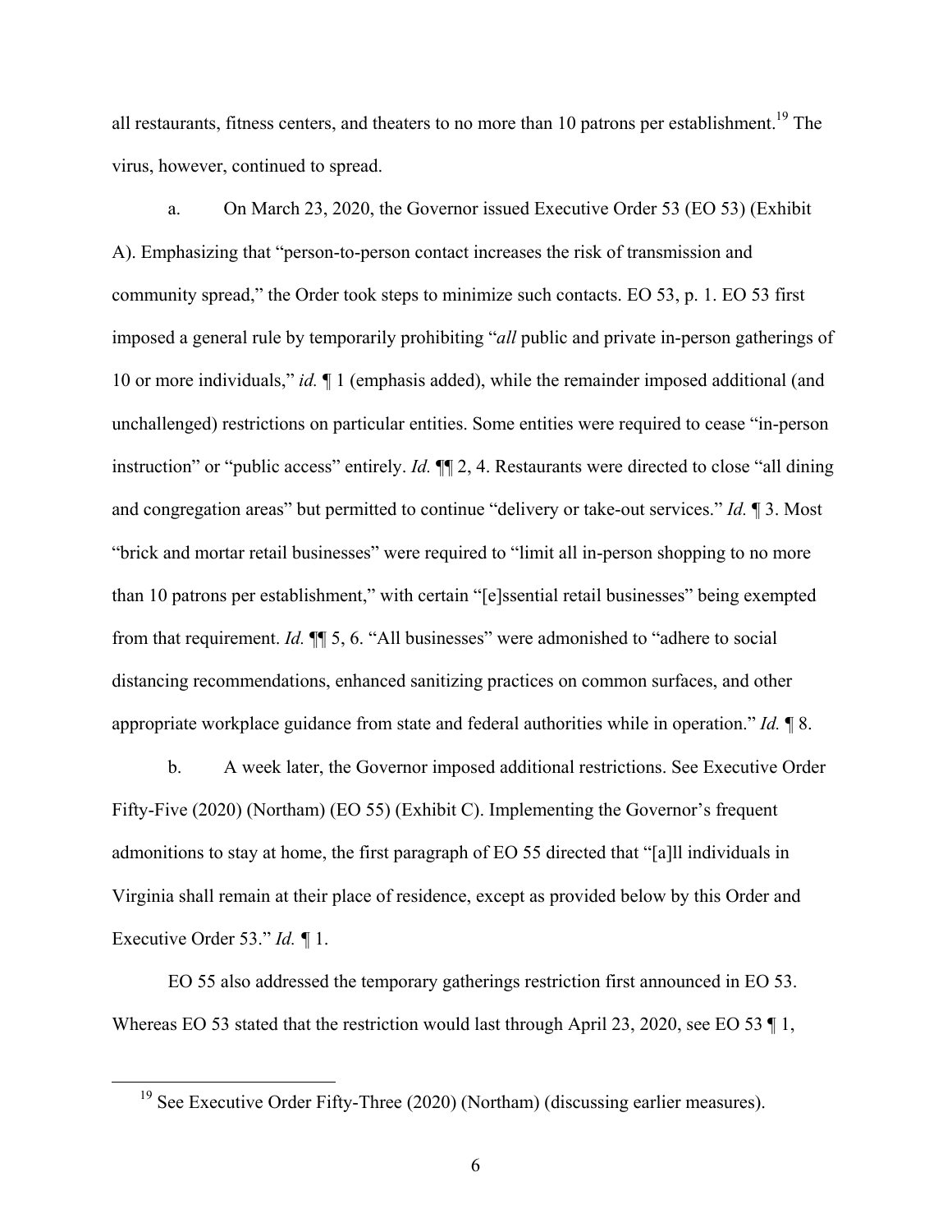all restaurants, fitness centers, and theaters to no more than 10 patrons per establishment.[19] The virus, however, continued to spread.

a. On March 23, 2020, the Governor issued Executive Order 53 (EO 53) (Exhibit A). Emphasizing that "person-to-person contact increases the risk of transmission and community spread," the Order took steps to minimize such contacts. EO 53, p. 1. EO 53 first imposed a general rule by temporarily prohibiting "*all* public and private in-person gatherings of 10 or more individuals," *id.* ¶ 1 (emphasis added), while the remainder imposed additional (and unchallenged) restrictions on particular entities. Some entities were required to cease "in-person instruction" or "public access" entirely. *Id.* ¶¶ 2, 4. Restaurants were directed to close "all dining and congregation areas" but permitted to continue "delivery or take-out services." *Id.* ¶ 3. Most "brick and mortar retail businesses" were required to "limit all in-person shopping to no more than 10 patrons per establishment," with certain "[e]ssential retail businesses" being exempted from that requirement. *Id.* ¶¶ 5, 6. "All businesses" were admonished to "adhere to social distancing recommendations, enhanced sanitizing practices on common surfaces, and other appropriate workplace guidance from state and federal authorities while in operation." *Id.* ¶ 8.

b. A week later, the Governor imposed additional restrictions. See Executive Order Fifty-Five (2020) (Northam) (EO 55) (Exhibit C). Implementing the Governor's frequent admonitions to stay at home, the first paragraph of EO 55 directed that "[a]ll individuals in Virginia shall remain at their place of residence, except as provided below by this Order and Executive Order 53." *Id.* ¶ 1.

EO 55 also addressed the temporary gatherings restriction first announced in EO 53. Whereas EO 53 stated that the restriction would last through April 23, 2020, see EO 53 ¶ 1,

[19] See Executive Order Fifty-Three (2020) (Northam) (discussing earlier measures).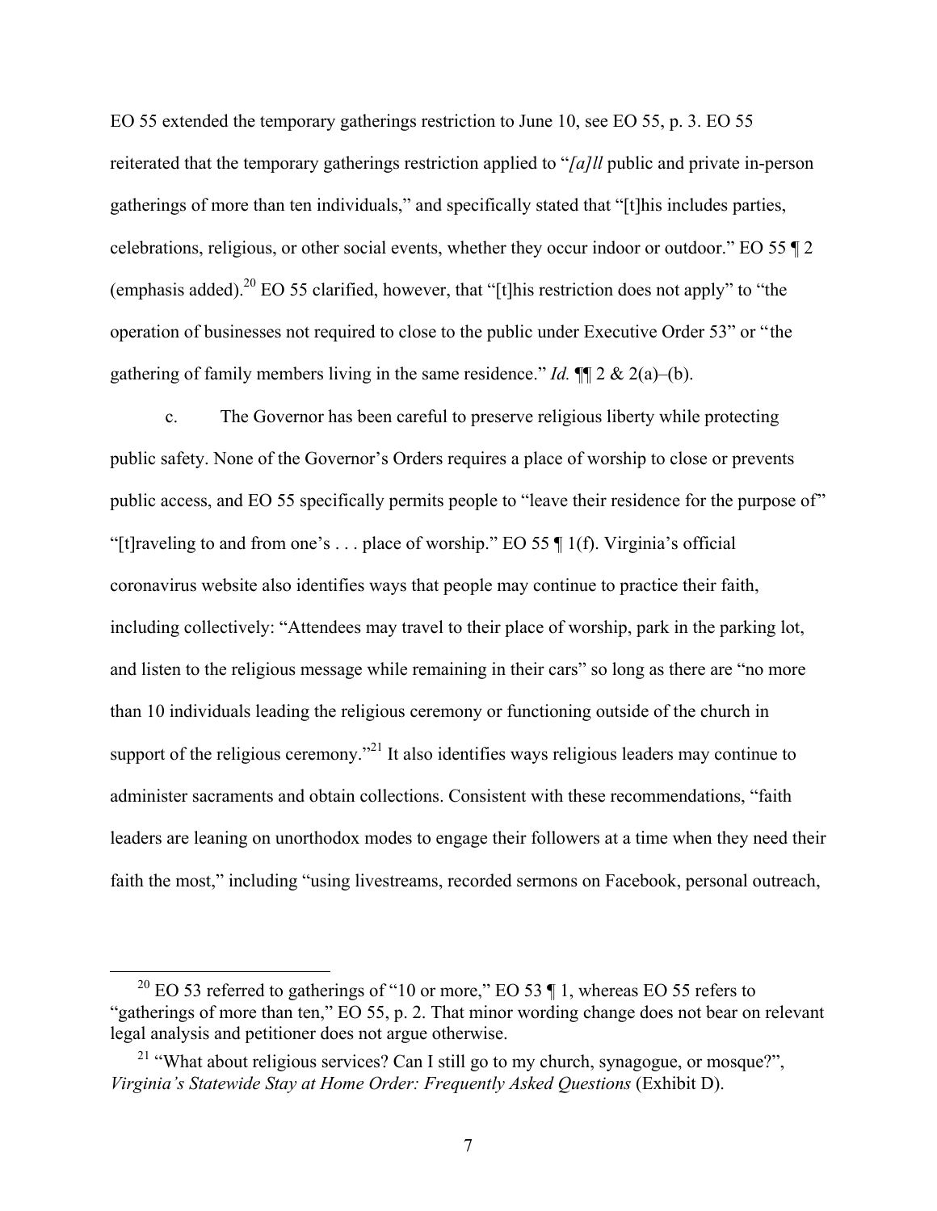EO 55 extended the temporary gatherings restriction to June 10, see EO 55, p. 3. EO 55 reiterated that the temporary gatherings restriction applied to "*[a]ll* public and private in-person gatherings of more than ten individuals," and specifically stated that "[t]his includes parties, celebrations, religious, or other social events, whether they occur indoor or outdoor." EO 55 ¶ 2 (emphasis added).[20] EO 55 clarified, however, that "[t]his restriction does not apply" to "the operation of businesses not required to close to the public under Executive Order 53" or "the gathering of family members living in the same residence." *Id.* ¶¶ 2 & 2(a)–(b).

c. The Governor has been careful to preserve religious liberty while protecting public safety. None of the Governor's Orders requires a place of worship to close or prevents public access, and EO 55 specifically permits people to "leave their residence for the purpose of" "[t]raveling to and from one's . . . place of worship." EO 55 ¶ 1(f). Virginia's official coronavirus website also identifies ways that people may continue to practice their faith, including collectively: "Attendees may travel to their place of worship, park in the parking lot, and listen to the religious message while remaining in their cars" so long as there are "no more than 10 individuals leading the religious ceremony or functioning outside of the church in support of the religious ceremony."[21] It also identifies ways religious leaders may continue to administer sacraments and obtain collections. Consistent with these recommendations, "faith leaders are leaning on unorthodox modes to engage their followers at a time when they need their faith the most," including "using livestreams, recorded sermons on Facebook, personal outreach,

[20] EO 53 referred to gatherings of "10 or more," EO 53 ¶ 1, whereas EO 55 refers to "gatherings of more than ten," EO 55, p. 2. That minor wording change does not bear on relevant legal analysis and petitioner does not argue otherwise.

[21] "What about religious services? Can I still go to my church, synagogue, or mosque?", *Virginia's Statewide Stay at Home Order: Frequently Asked Questions* (Exhibit D).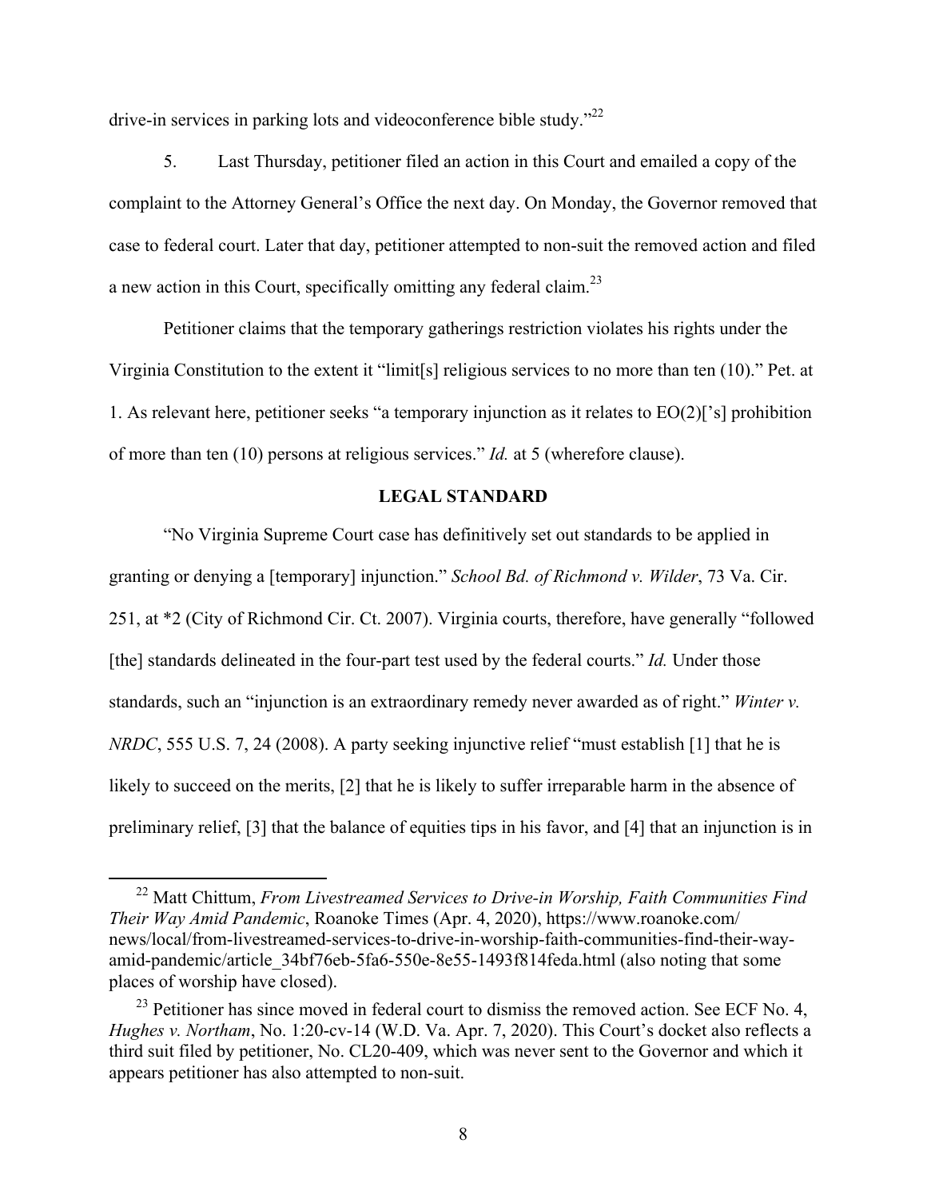drive-in services in parking lots and videoconference bible study."[22]

5. Last Thursday, petitioner filed an action in this Court and emailed a copy of the complaint to the Attorney General's Office the next day. On Monday, the Governor removed that case to federal court. Later that day, petitioner attempted to non-suit the removed action and filed a new action in this Court, specifically omitting any federal claim.[23]

Petitioner claims that the temporary gatherings restriction violates his rights under the Virginia Constitution to the extent it "limit[s] religious services to no more than ten (10)." Pet. at 1. As relevant here, petitioner seeks "a temporary injunction as it relates to EO(2)['s] prohibition of more than ten (10) persons at religious services." *Id.* at 5 (wherefore clause).

## LEGAL STANDARD

"No Virginia Supreme Court case has definitively set out standards to be applied in granting or denying a [temporary] injunction." *School Bd. of Richmond v. Wilder*, 73 Va. Cir. 251, at *2 (City of Richmond Cir. Ct. 2007). Virginia courts, therefore, have generally "followed [the] standards delineated in the four-part test used by the federal courts." *Id.* Under those standards, such an "injunction is an extraordinary remedy never awarded as of right." *Winter v. NRDC*, 555 U.S. 7, 24 (2008). A party seeking injunctive relief "must establish [1] that he is likely to succeed on the merits, [2] that he is likely to suffer irreparable harm in the absence of preliminary relief, [3] that the balance of equities tips in his favor, and [4] that an injunction is in

---

[22] Matt Chittum, *From Livestreamed Services to Drive-in Worship, Faith Communities Find Their Way Amid Pandemic*, Roanoke Times (Apr. 4, 2020), https://www.roanoke.com/news/local/from-livestreamed-services-to-drive-in-worship-faith-communities-find-their-way-amid-pandemic/article_34bf76eb-5fa6-550e-8e55-1493f814feda.html (also noting that some places of worship have closed).

[23] Petitioner has since moved in federal court to dismiss the removed action. See ECF No. 4, *Hughes v. Northam*, No. 1:20-cv-14 (W.D. Va. Apr. 7, 2020). This Court's docket also reflects a third suit filed by petitioner, No. CL20-409, which was never sent to the Governor and which it appears petitioner has also attempted to non-suit.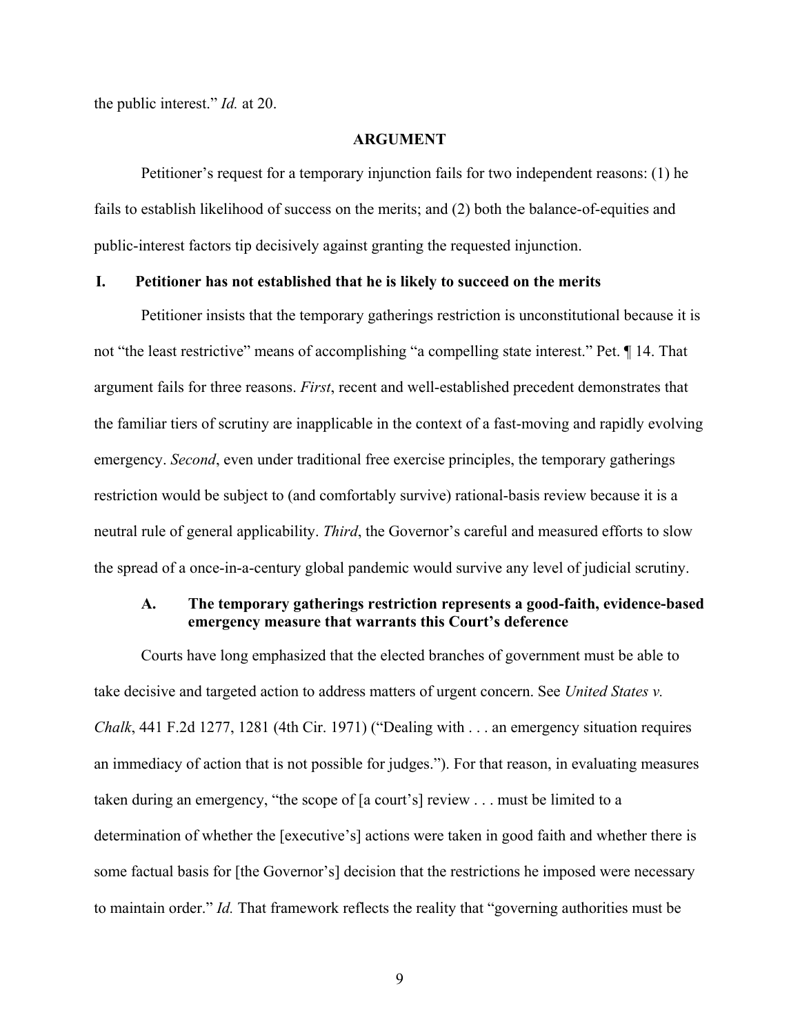the public interest." *Id.* at 20.

## ARGUMENT

Petitioner's request for a temporary injunction fails for two independent reasons: (1) he fails to establish likelihood of success on the merits; and (2) both the balance-of-equities and public-interest factors tip decisively against granting the requested injunction.

### I. Petitioner has not established that he is likely to succeed on the merits

Petitioner insists that the temporary gatherings restriction is unconstitutional because it is not "the least restrictive" means of accomplishing "a compelling state interest." Pet. ¶ 14. That argument fails for three reasons. *First*, recent and well-established precedent demonstrates that the familiar tiers of scrutiny are inapplicable in the context of a fast-moving and rapidly evolving emergency. *Second*, even under traditional free exercise principles, the temporary gatherings restriction would be subject to (and comfortably survive) rational-basis review because it is a neutral rule of general applicability. *Third*, the Governor's careful and measured efforts to slow the spread of a once-in-a-century global pandemic would survive any level of judicial scrutiny.

#### A. The temporary gatherings restriction represents a good-faith, evidence-based emergency measure that warrants this Court's deference

Courts have long emphasized that the elected branches of government must be able to take decisive and targeted action to address matters of urgent concern. See *United States v. Chalk*, 441 F.2d 1277, 1281 (4th Cir. 1971) ("Dealing with . . . an emergency situation requires an immediacy of action that is not possible for judges."). For that reason, in evaluating measures taken during an emergency, "the scope of [a court's] review . . . must be limited to a determination of whether the [executive's] actions were taken in good faith and whether there is some factual basis for [the Governor's] decision that the restrictions he imposed were necessary to maintain order." *Id.* That framework reflects the reality that "governing authorities must be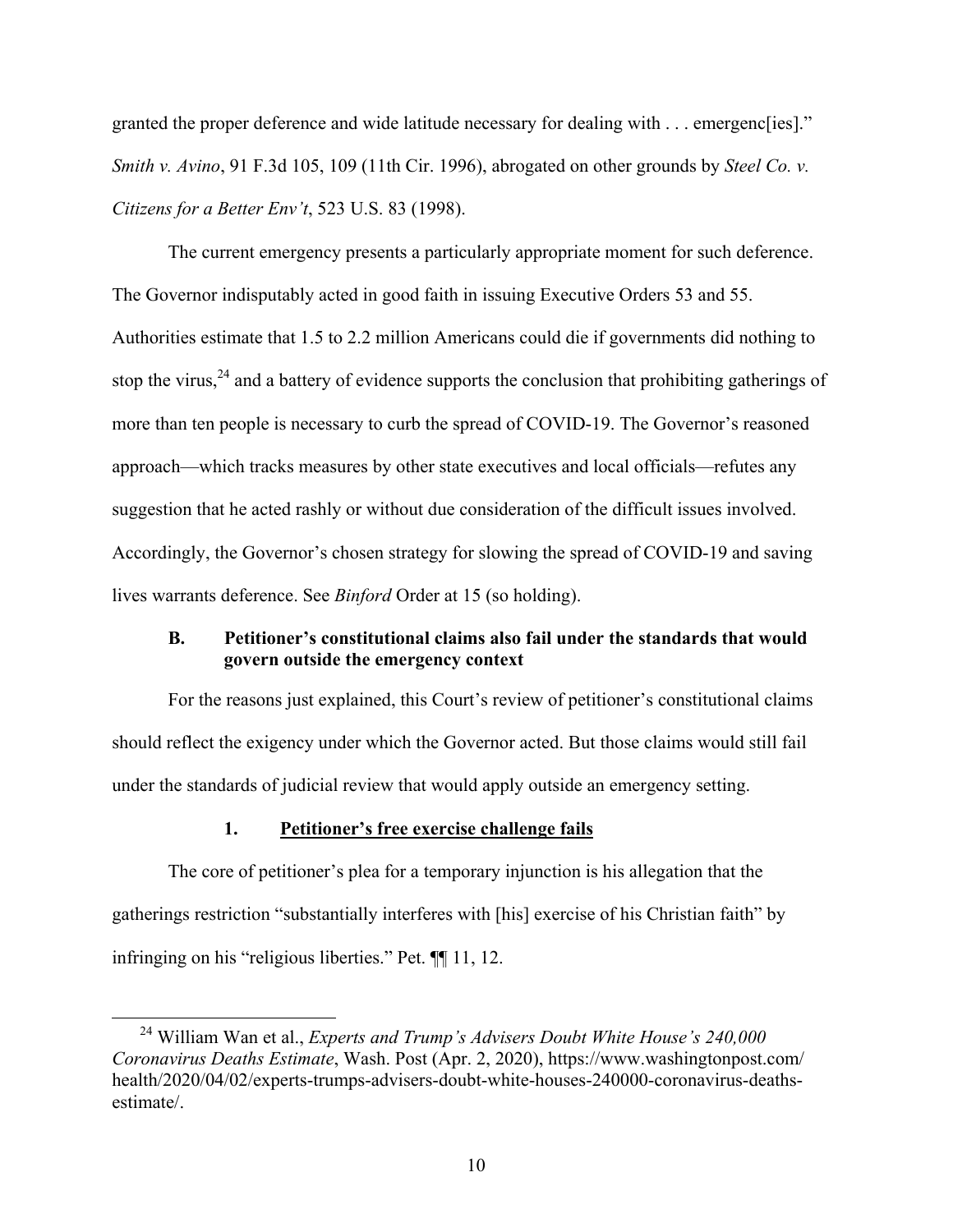granted the proper deference and wide latitude necessary for dealing with . . . emergenc[ies]." *Smith v. Avino*, 91 F.3d 105, 109 (11th Cir. 1996), abrogated on other grounds by *Steel Co. v. Citizens for a Better Env't*, 523 U.S. 83 (1998).

The current emergency presents a particularly appropriate moment for such deference. The Governor indisputably acted in good faith in issuing Executive Orders 53 and 55. Authorities estimate that 1.5 to 2.2 million Americans could die if governments did nothing to stop the virus,[24] and a battery of evidence supports the conclusion that prohibiting gatherings of more than ten people is necessary to curb the spread of COVID-19. The Governor's reasoned approach—which tracks measures by other state executives and local officials—refutes any suggestion that he acted rashly or without due consideration of the difficult issues involved. Accordingly, the Governor's chosen strategy for slowing the spread of COVID-19 and saving lives warrants deference. See *Binford* Order at 15 (so holding).

### B. Petitioner's constitutional claims also fail under the standards that would govern outside the emergency context

For the reasons just explained, this Court's review of petitioner's constitutional claims should reflect the exigency under which the Governor acted. But those claims would still fail under the standards of judicial review that would apply outside an emergency setting.

#### 1. <u>Petitioner's free exercise challenge fails</u>

The core of petitioner's plea for a temporary injunction is his allegation that the gatherings restriction "substantially interferes with [his] exercise of his Christian faith" by infringing on his "religious liberties." Pet. ¶¶ 11, 12.

---

[24] William Wan et al., *Experts and Trump's Advisers Doubt White House's 240,000 Coronavirus Deaths Estimate*, Wash. Post (Apr. 2, 2020), https://www.washingtonpost.com/health/2020/04/02/experts-trumps-advisers-doubt-white-houses-240000-coronavirus-deaths-estimate/.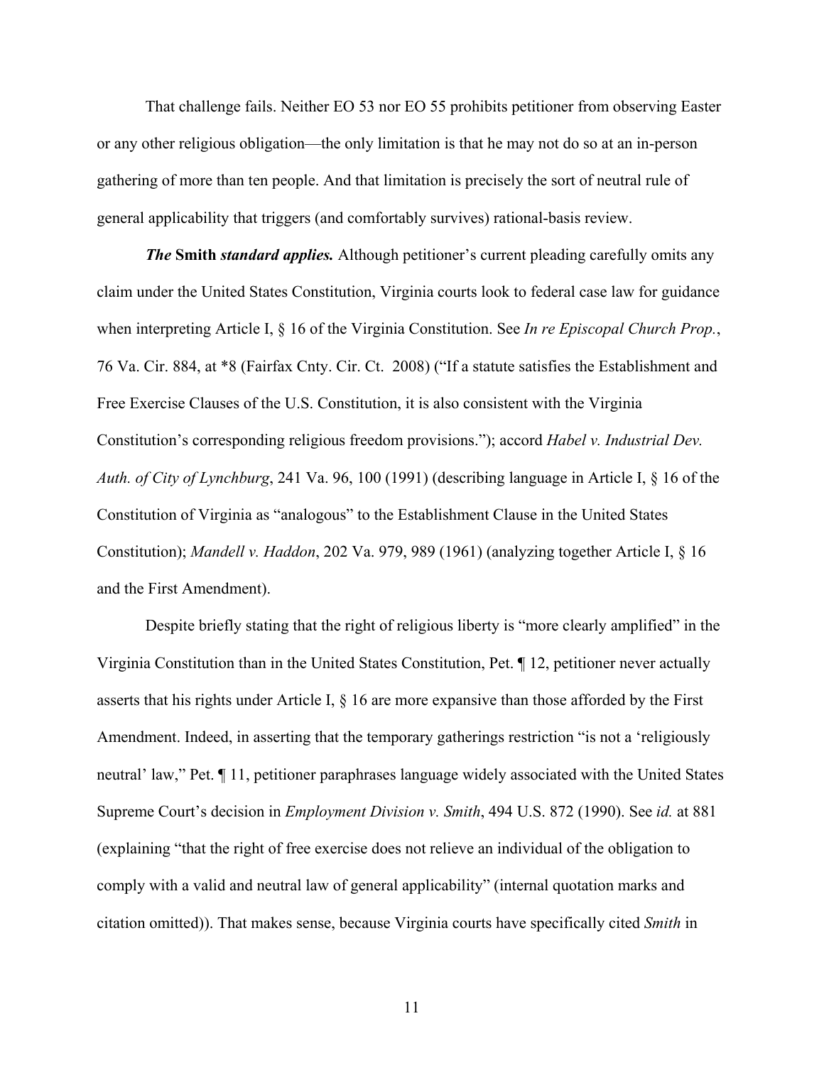That challenge fails. Neither EO 53 nor EO 55 prohibits petitioner from observing Easter or any other religious obligation—the only limitation is that he may not do so at an in-person gathering of more than ten people. And that limitation is precisely the sort of neutral rule of general applicability that triggers (and comfortably survives) rational-basis review.

***The* Smith *standard applies.*** Although petitioner's current pleading carefully omits any claim under the United States Constitution, Virginia courts look to federal case law for guidance when interpreting Article I, § 16 of the Virginia Constitution. See *In re Episcopal Church Prop.*, 76 Va. Cir. 884, at *8 (Fairfax Cnty. Cir. Ct. 2008) ("If a statute satisfies the Establishment and Free Exercise Clauses of the U.S. Constitution, it is also consistent with the Virginia Constitution's corresponding religious freedom provisions."); accord *Habel v. Industrial Dev. Auth. of City of Lynchburg*, 241 Va. 96, 100 (1991) (describing language in Article I, § 16 of the Constitution of Virginia as "analogous" to the Establishment Clause in the United States Constitution); *Mandell v. Haddon*, 202 Va. 979, 989 (1961) (analyzing together Article I, § 16 and the First Amendment).

Despite briefly stating that the right of religious liberty is "more clearly amplified" in the Virginia Constitution than in the United States Constitution, Pet. ¶ 12, petitioner never actually asserts that his rights under Article I, § 16 are more expansive than those afforded by the First Amendment. Indeed, in asserting that the temporary gatherings restriction "is not a 'religiously neutral' law," Pet. ¶ 11, petitioner paraphrases language widely associated with the United States Supreme Court's decision in *Employment Division v. Smith*, 494 U.S. 872 (1990). See *id.* at 881 (explaining "that the right of free exercise does not relieve an individual of the obligation to comply with a valid and neutral law of general applicability" (internal quotation marks and citation omitted)). That makes sense, because Virginia courts have specifically cited *Smith* in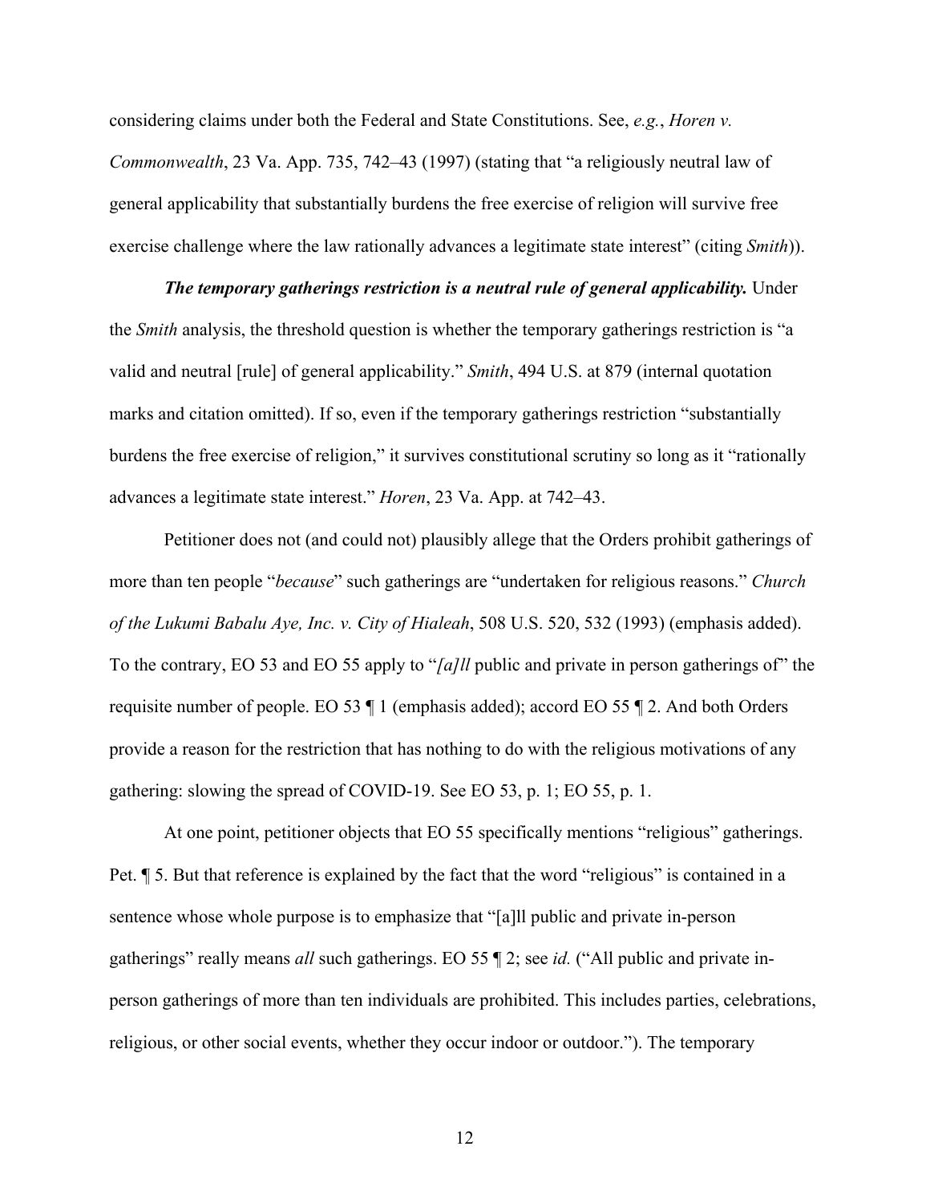considering claims under both the Federal and State Constitutions. See, *e.g.*, *Horen v. Commonwealth*, 23 Va. App. 735, 742–43 (1997) (stating that "a religiously neutral law of general applicability that substantially burdens the free exercise of religion will survive free exercise challenge where the law rationally advances a legitimate state interest" (citing *Smith*)).

***The temporary gatherings restriction is a neutral rule of general applicability.*** Under the *Smith* analysis, the threshold question is whether the temporary gatherings restriction is "a valid and neutral [rule] of general applicability." *Smith*, 494 U.S. at 879 (internal quotation marks and citation omitted). If so, even if the temporary gatherings restriction "substantially burdens the free exercise of religion," it survives constitutional scrutiny so long as it "rationally advances a legitimate state interest." *Horen*, 23 Va. App. at 742–43.

Petitioner does not (and could not) plausibly allege that the Orders prohibit gatherings of more than ten people "*because*" such gatherings are "undertaken for religious reasons." *Church of the Lukumi Babalu Aye, Inc. v. City of Hialeah*, 508 U.S. 520, 532 (1993) (emphasis added). To the contrary, EO 53 and EO 55 apply to "*[a]ll* public and private in person gatherings of" the requisite number of people. EO 53 ¶ 1 (emphasis added); accord EO 55 ¶ 2. And both Orders provide a reason for the restriction that has nothing to do with the religious motivations of any gathering: slowing the spread of COVID-19. See EO 53, p. 1; EO 55, p. 1.

At one point, petitioner objects that EO 55 specifically mentions "religious" gatherings. Pet. ¶ 5. But that reference is explained by the fact that the word "religious" is contained in a sentence whose whole purpose is to emphasize that "[a]ll public and private in-person gatherings" really means *all* such gatherings. EO 55 ¶ 2; see *id.* ("All public and private in-person gatherings of more than ten individuals are prohibited. This includes parties, celebrations, religious, or other social events, whether they occur indoor or outdoor."). The temporary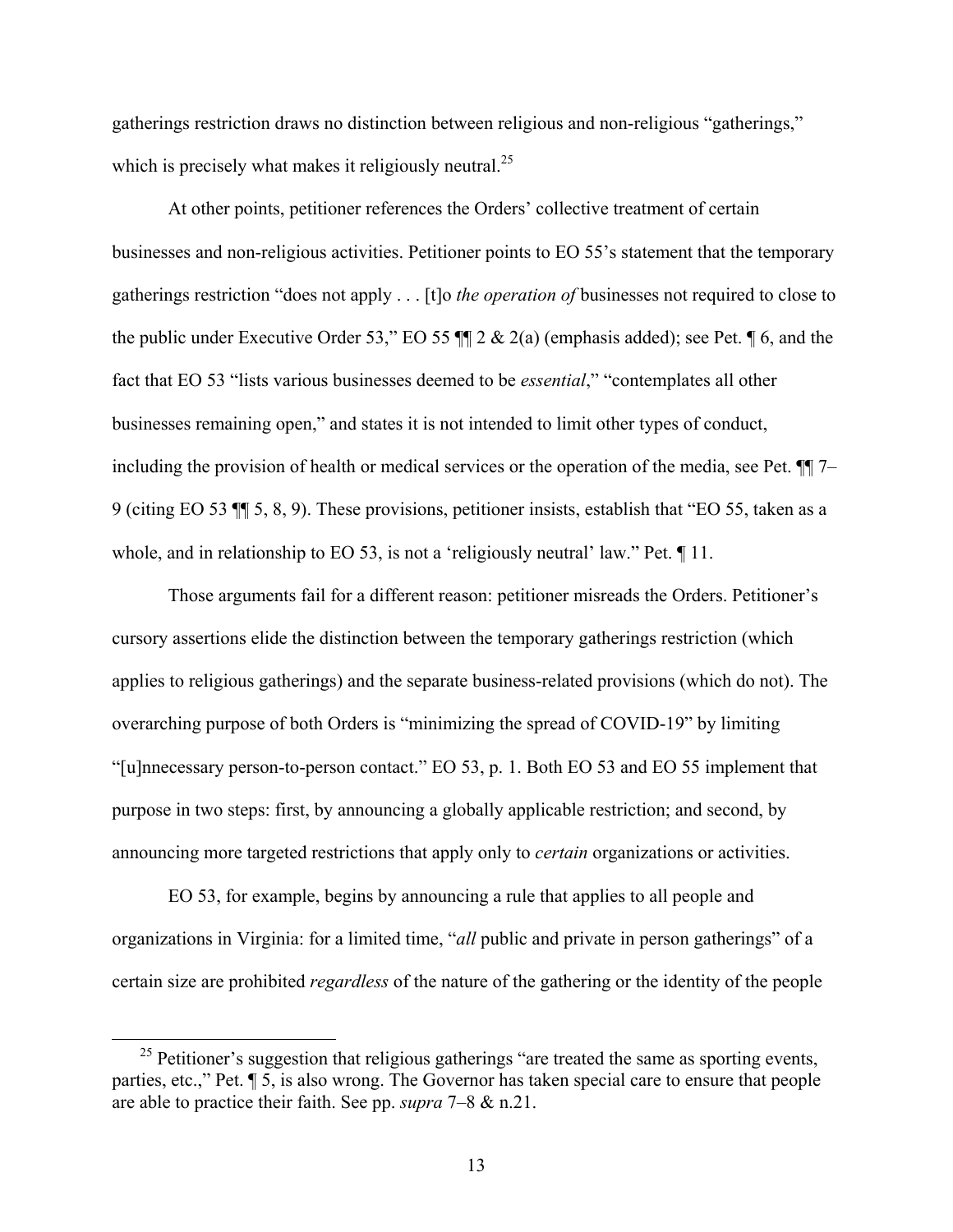gatherings restriction draws no distinction between religious and non-religious "gatherings," which is precisely what makes it religiously neutral.[25]

At other points, petitioner references the Orders' collective treatment of certain businesses and non-religious activities. Petitioner points to EO 55's statement that the temporary gatherings restriction "does not apply . . . [t]o *the operation of* businesses not required to close to the public under Executive Order 53," EO 55 ¶¶ 2 & 2(a) (emphasis added); see Pet. ¶ 6, and the fact that EO 53 "lists various businesses deemed to be *essential*," "contemplates all other businesses remaining open," and states it is not intended to limit other types of conduct, including the provision of health or medical services or the operation of the media, see Pet. ¶¶ 7–9 (citing EO 53 ¶¶ 5, 8, 9). These provisions, petitioner insists, establish that "EO 55, taken as a whole, and in relationship to EO 53, is not a 'religiously neutral' law." Pet. ¶ 11.

Those arguments fail for a different reason: petitioner misreads the Orders. Petitioner's cursory assertions elide the distinction between the temporary gatherings restriction (which applies to religious gatherings) and the separate business-related provisions (which do not). The overarching purpose of both Orders is "minimizing the spread of COVID-19" by limiting "[u]nnecessary person-to-person contact." EO 53, p. 1. Both EO 53 and EO 55 implement that purpose in two steps: first, by announcing a globally applicable restriction; and second, by announcing more targeted restrictions that apply only to *certain* organizations or activities.

EO 53, for example, begins by announcing a rule that applies to all people and organizations in Virginia: for a limited time, "*all* public and private in person gatherings" of a certain size are prohibited *regardless* of the nature of the gathering or the identity of the people

[25] Petitioner's suggestion that religious gatherings "are treated the same as sporting events, parties, etc.," Pet. ¶ 5, is also wrong. The Governor has taken special care to ensure that people are able to practice their faith. See pp. *supra* 7–8 & n.21.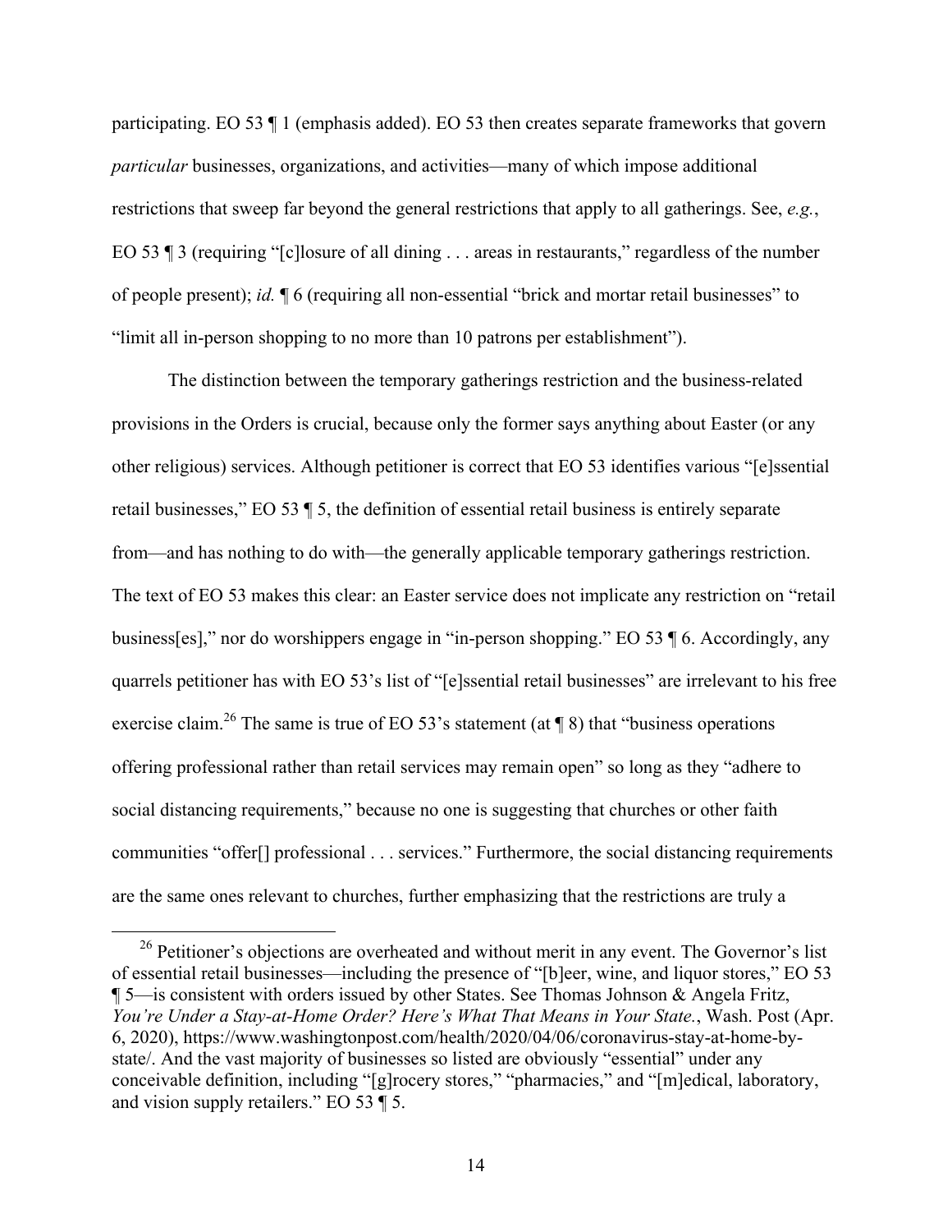participating. EO 53 ¶ 1 (emphasis added). EO 53 then creates separate frameworks that govern *particular* businesses, organizations, and activities—many of which impose additional restrictions that sweep far beyond the general restrictions that apply to all gatherings. See, *e.g.*, EO 53 ¶ 3 (requiring "[c]losure of all dining . . . areas in restaurants," regardless of the number of people present); *id.* ¶ 6 (requiring all non-essential "brick and mortar retail businesses" to "limit all in-person shopping to no more than 10 patrons per establishment").

The distinction between the temporary gatherings restriction and the business-related provisions in the Orders is crucial, because only the former says anything about Easter (or any other religious) services. Although petitioner is correct that EO 53 identifies various "[e]ssential retail businesses," EO 53 ¶ 5, the definition of essential retail business is entirely separate from—and has nothing to do with—the generally applicable temporary gatherings restriction. The text of EO 53 makes this clear: an Easter service does not implicate any restriction on "retail business[es]," nor do worshippers engage in "in-person shopping." EO 53 ¶ 6. Accordingly, any quarrels petitioner has with EO 53's list of "[e]ssential retail businesses" are irrelevant to his free exercise claim.[26] The same is true of EO 53's statement (at ¶ 8) that "business operations offering professional rather than retail services may remain open" so long as they "adhere to social distancing requirements," because no one is suggesting that churches or other faith communities "offer[] professional . . . services." Furthermore, the social distancing requirements are the same ones relevant to churches, further emphasizing that the restrictions are truly a

[26] Petitioner's objections are overheated and without merit in any event. The Governor's list of essential retail businesses—including the presence of "[b]eer, wine, and liquor stores," EO 53 ¶ 5—is consistent with orders issued by other States. See Thomas Johnson & Angela Fritz, *You're Under a Stay-at-Home Order? Here's What That Means in Your State.*, Wash. Post (Apr. 6, 2020), https://www.washingtonpost.com/health/2020/04/06/coronavirus-stay-at-home-by-state/. And the vast majority of businesses so listed are obviously "essential" under any conceivable definition, including "[g]rocery stores," "pharmacies," and "[m]edical, laboratory, and vision supply retailers." EO 53 ¶ 5.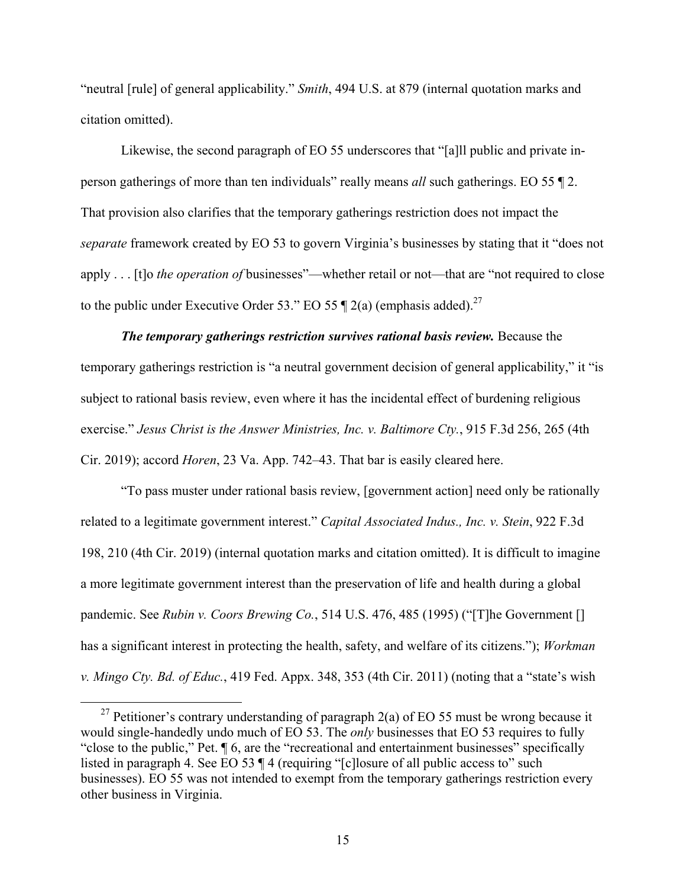"neutral [rule] of general applicability." *Smith*, 494 U.S. at 879 (internal quotation marks and citation omitted).

Likewise, the second paragraph of EO 55 underscores that "[a]ll public and private in-person gatherings of more than ten individuals" really means *all* such gatherings. EO 55 ¶ 2. That provision also clarifies that the temporary gatherings restriction does not impact the *separate* framework created by EO 53 to govern Virginia's businesses by stating that it "does not apply . . . [t]o *the operation of* businesses"—whether retail or not—that are "not required to close to the public under Executive Order 53." EO 55 ¶ 2(a) (emphasis added).[27]

***The temporary gatherings restriction survives rational basis review.*** Because the temporary gatherings restriction is "a neutral government decision of general applicability," it "is subject to rational basis review, even where it has the incidental effect of burdening religious exercise." *Jesus Christ is the Answer Ministries, Inc. v. Baltimore Cty.*, 915 F.3d 256, 265 (4th Cir. 2019); accord *Horen*, 23 Va. App. 742–43. That bar is easily cleared here.

"To pass muster under rational basis review, [government action] need only be rationally related to a legitimate government interest." *Capital Associated Indus., Inc. v. Stein*, 922 F.3d 198, 210 (4th Cir. 2019) (internal quotation marks and citation omitted). It is difficult to imagine a more legitimate government interest than the preservation of life and health during a global pandemic. See *Rubin v. Coors Brewing Co.*, 514 U.S. 476, 485 (1995) ("[T]he Government [] has a significant interest in protecting the health, safety, and welfare of its citizens."); *Workman v. Mingo Cty. Bd. of Educ.*, 419 Fed. Appx. 348, 353 (4th Cir. 2011) (noting that a "state's wish

[27] Petitioner's contrary understanding of paragraph 2(a) of EO 55 must be wrong because it would single-handedly undo much of EO 53. The *only* businesses that EO 53 requires to fully "close to the public," Pet. ¶ 6, are the "recreational and entertainment businesses" specifically listed in paragraph 4. See EO 53 ¶ 4 (requiring "[c]losure of all public access to" such businesses). EO 55 was not intended to exempt from the temporary gatherings restriction every other business in Virginia.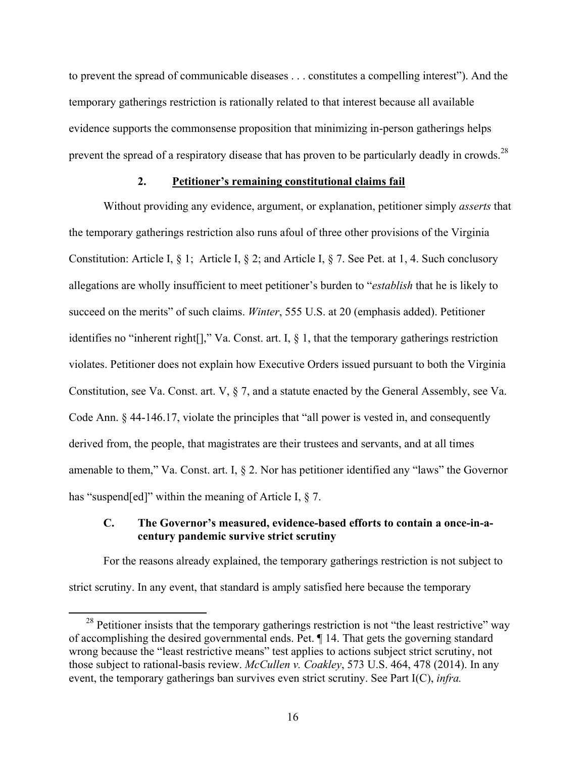to prevent the spread of communicable diseases . . . constitutes a compelling interest"). And the temporary gatherings restriction is rationally related to that interest because all available evidence supports the commonsense proposition that minimizing in-person gatherings helps prevent the spread of a respiratory disease that has proven to be particularly deadly in crowds.[28]

### 2. Petitioner's remaining constitutional claims fail

Without providing any evidence, argument, or explanation, petitioner simply *asserts* that the temporary gatherings restriction also runs afoul of three other provisions of the Virginia Constitution: Article I, § 1; Article I, § 2; and Article I, § 7. See Pet. at 1, 4. Such conclusory allegations are wholly insufficient to meet petitioner's burden to "*establish* that he is likely to succeed on the merits" of such claims. *Winter*, 555 U.S. at 20 (emphasis added). Petitioner identifies no "inherent right[]," Va. Const. art. I, § 1, that the temporary gatherings restriction violates. Petitioner does not explain how Executive Orders issued pursuant to both the Virginia Constitution, see Va. Const. art. V, § 7, and a statute enacted by the General Assembly, see Va. Code Ann. § 44-146.17, violate the principles that "all power is vested in, and consequently derived from, the people, that magistrates are their trustees and servants, and at all times amenable to them," Va. Const. art. I, § 2. Nor has petitioner identified any "laws" the Governor has "suspend[ed]" within the meaning of Article I, § 7.

## C. The Governor's measured, evidence-based efforts to contain a once-in-a-century pandemic survive strict scrutiny

For the reasons already explained, the temporary gatherings restriction is not subject to strict scrutiny. In any event, that standard is amply satisfied here because the temporary

---

[28] Petitioner insists that the temporary gatherings restriction is not "the least restrictive" way of accomplishing the desired governmental ends. Pet. ¶ 14. That gets the governing standard wrong because the "least restrictive means" test applies to actions subject strict scrutiny, not those subject to rational-basis review. *McCullen v. Coakley*, 573 U.S. 464, 478 (2014). In any event, the temporary gatherings ban survives even strict scrutiny. See Part I(C), *infra.*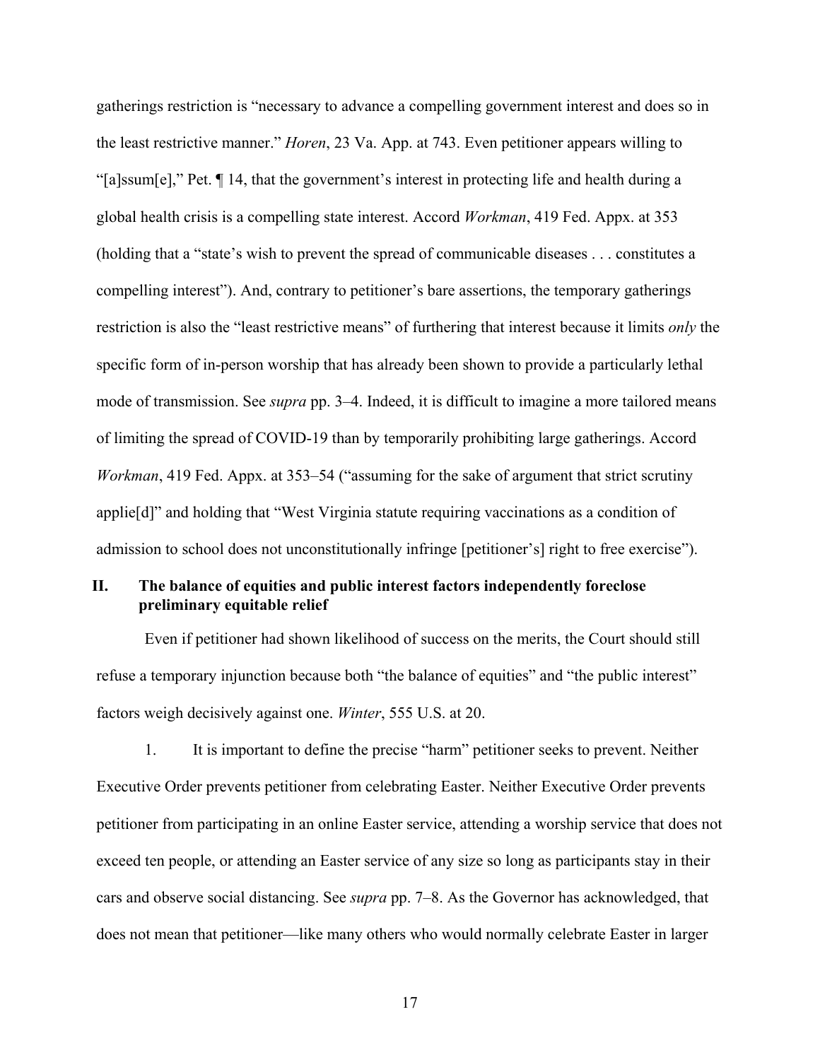gatherings restriction is "necessary to advance a compelling government interest and does so in the least restrictive manner." *Horen*, 23 Va. App. at 743. Even petitioner appears willing to "[a]ssum[e]," Pet. ¶ 14, that the government's interest in protecting life and health during a global health crisis is a compelling state interest. Accord *Workman*, 419 Fed. Appx. at 353 (holding that a "state's wish to prevent the spread of communicable diseases . . . constitutes a compelling interest"). And, contrary to petitioner's bare assertions, the temporary gatherings restriction is also the "least restrictive means" of furthering that interest because it limits *only* the specific form of in-person worship that has already been shown to provide a particularly lethal mode of transmission. See *supra* pp. 3–4. Indeed, it is difficult to imagine a more tailored means of limiting the spread of COVID-19 than by temporarily prohibiting large gatherings. Accord *Workman*, 419 Fed. Appx. at 353–54 ("assuming for the sake of argument that strict scrutiny applie[d]" and holding that "West Virginia statute requiring vaccinations as a condition of admission to school does not unconstitutionally infringe [petitioner's] right to free exercise").

## II. The balance of equities and public interest factors independently foreclose preliminary equitable relief

Even if petitioner had shown likelihood of success on the merits, the Court should still refuse a temporary injunction because both "the balance of equities" and "the public interest" factors weigh decisively against one. *Winter*, 555 U.S. at 20.

1. It is important to define the precise "harm" petitioner seeks to prevent. Neither Executive Order prevents petitioner from celebrating Easter. Neither Executive Order prevents petitioner from participating in an online Easter service, attending a worship service that does not exceed ten people, or attending an Easter service of any size so long as participants stay in their cars and observe social distancing. See *supra* pp. 7–8. As the Governor has acknowledged, that does not mean that petitioner—like many others who would normally celebrate Easter in larger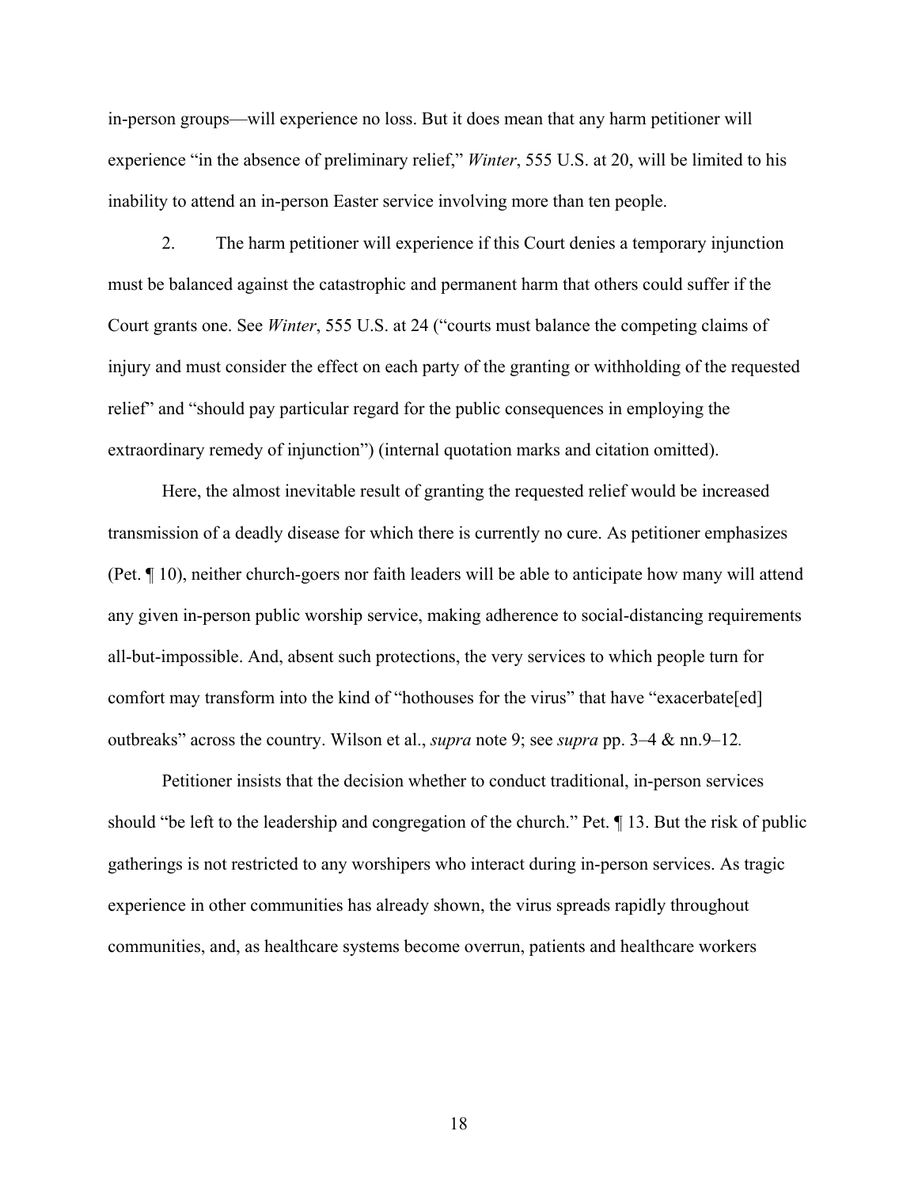in-person groups—will experience no loss. But it does mean that any harm petitioner will experience "in the absence of preliminary relief," *Winter*, 555 U.S. at 20, will be limited to his inability to attend an in-person Easter service involving more than ten people.

2. The harm petitioner will experience if this Court denies a temporary injunction must be balanced against the catastrophic and permanent harm that others could suffer if the Court grants one. See *Winter*, 555 U.S. at 24 ("courts must balance the competing claims of injury and must consider the effect on each party of the granting or withholding of the requested relief" and "should pay particular regard for the public consequences in employing the extraordinary remedy of injunction") (internal quotation marks and citation omitted).

Here, the almost inevitable result of granting the requested relief would be increased transmission of a deadly disease for which there is currently no cure. As petitioner emphasizes (Pet. ¶ 10), neither church-goers nor faith leaders will be able to anticipate how many will attend any given in-person public worship service, making adherence to social-distancing requirements all-but-impossible. And, absent such protections, the very services to which people turn for comfort may transform into the kind of "hothouses for the virus" that have "exacerbate[ed] outbreaks" across the country. Wilson et al., *supra* note 9; see *supra* pp. 3–4 & nn.9–12.

Petitioner insists that the decision whether to conduct traditional, in-person services should "be left to the leadership and congregation of the church." Pet. ¶ 13. But the risk of public gatherings is not restricted to any worshipers who interact during in-person services. As tragic experience in other communities has already shown, the virus spreads rapidly throughout communities, and, as healthcare systems become overrun, patients and healthcare workers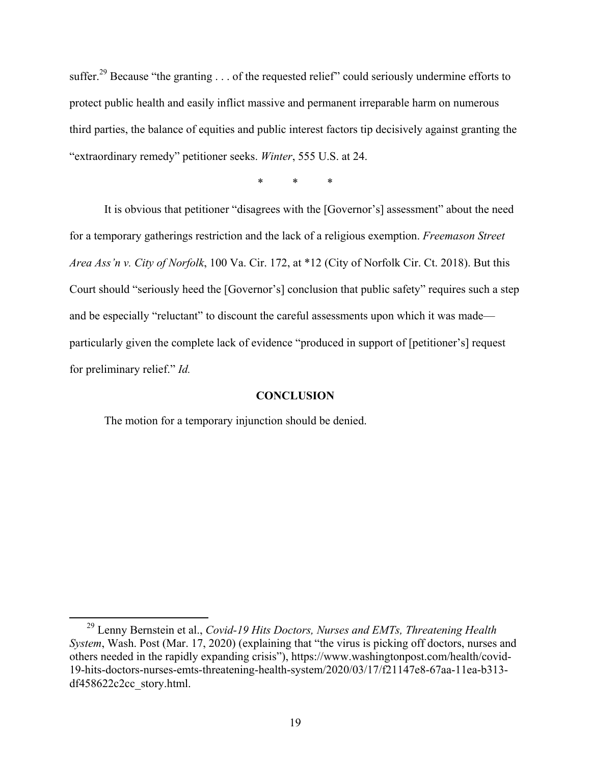suffer.[29] Because "the granting . . . of the requested relief" could seriously undermine efforts to protect public health and easily inflict massive and permanent irreparable harm on numerous third parties, the balance of equities and public interest factors tip decisively against granting the "extraordinary remedy" petitioner seeks. *Winter*, 555 U.S. at 24.

\*   \*   \*

It is obvious that petitioner "disagrees with the [Governor's] assessment" about the need for a temporary gatherings restriction and the lack of a religious exemption. *Freemason Street Area Ass'n v. City of Norfolk*, 100 Va. Cir. 172, at *12 (City of Norfolk Cir. Ct. 2018). But this Court should "seriously heed the [Governor's] conclusion that public safety" requires such a step and be especially "reluctant" to discount the careful assessments upon which it was made—particularly given the complete lack of evidence "produced in support of [petitioner's] request for preliminary relief." *Id.*

## CONCLUSION

The motion for a temporary injunction should be denied.

---

[29] Lenny Bernstein et al., *Covid-19 Hits Doctors, Nurses and EMTs, Threatening Health System*, Wash. Post (Mar. 17, 2020) (explaining that "the virus is picking off doctors, nurses and others needed in the rapidly expanding crisis"), https://www.washingtonpost.com/health/covid-19-hits-doctors-nurses-emts-threatening-health-system/2020/03/17/f21147e8-67aa-11ea-b313-df458622c2cc_story.html.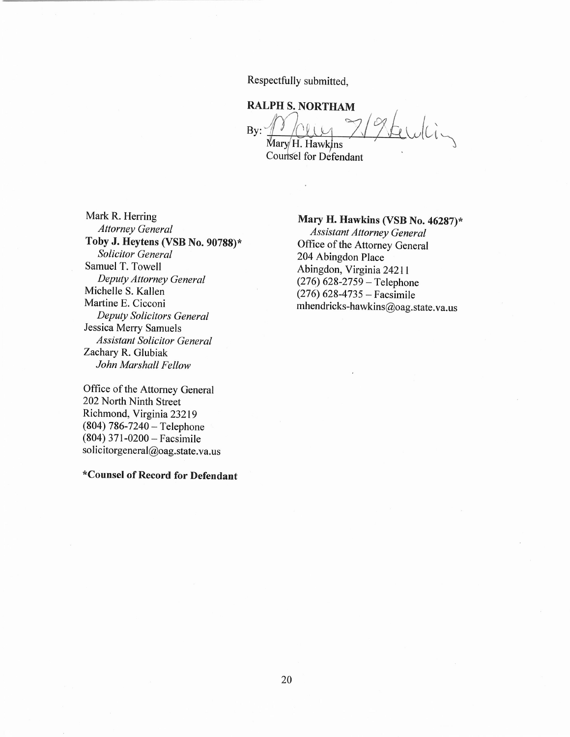Respectfully submitted,

**RALPH S. NORTHAM**

By: Mary H. Hawkins
Counsel for Defendant

Mark R. Herring
*Attorney General*
**Toby J. Heytens (VSB No. 90788)***
*Solicitor General*
Samuel T. Towell
*Deputy Attorney General*
Michelle S. Kallen
Martine E. Cicconi
*Deputy Solicitors General*
Jessica Merry Samuels
*Assistant Solicitor General*
Zachary R. Glubiak
*John Marshall Fellow*

Office of the Attorney General
202 North Ninth Street
Richmond, Virginia 23219
(804) 786-7240 – Telephone
(804) 371-0200 – Facsimile
solicitorgeneral@oag.state.va.us

**\*Counsel of Record for Defendant**

**Mary H. Hawkins (VSB No. 46287)***
*Assistant Attorney General*
Office of the Attorney General
204 Abingdon Place
Abingdon, Virginia 24211
(276) 628-2759 – Telephone
(276) 628-4735 – Facsimile
mhendricks-hawkins@oag.state.va.us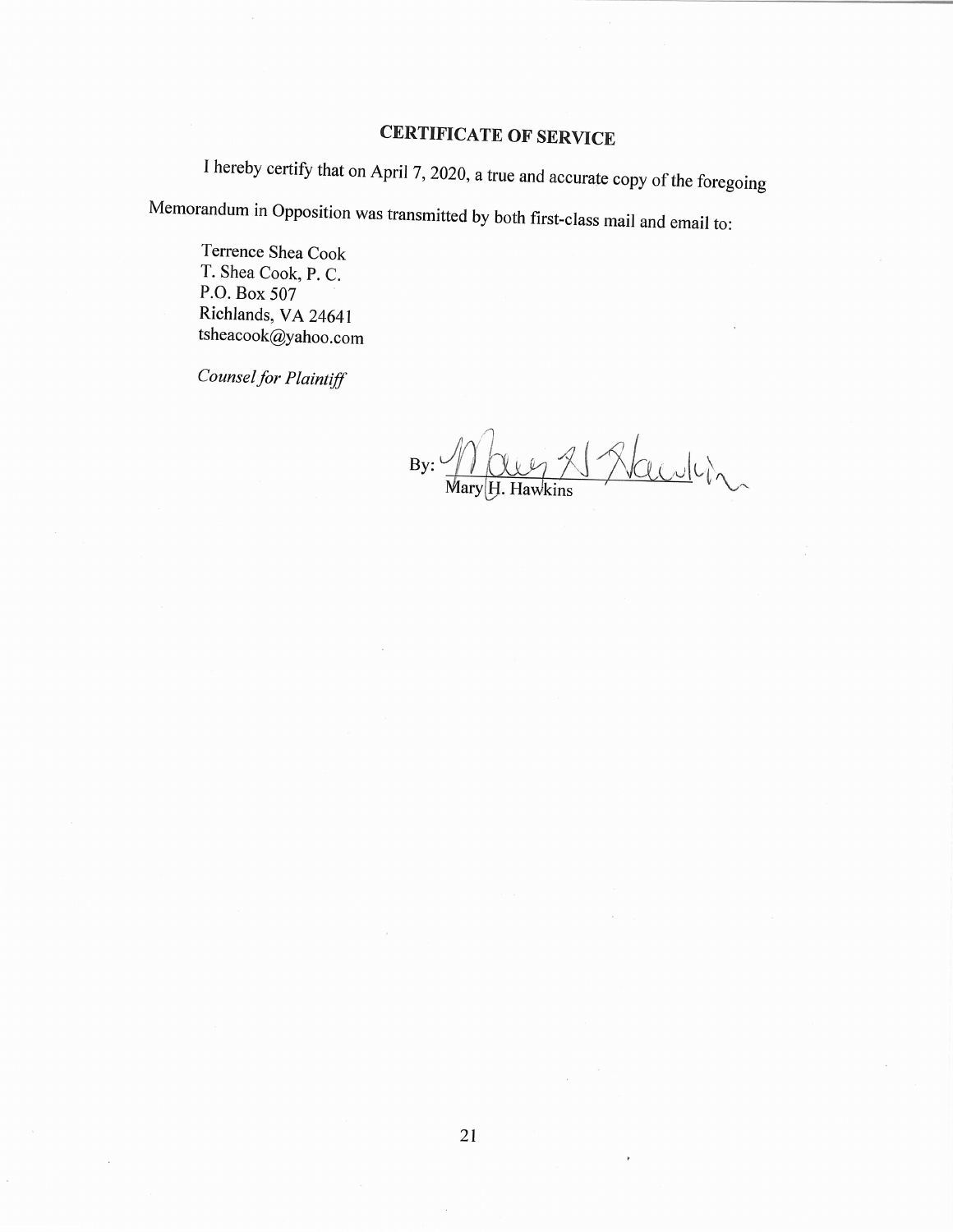## CERTIFICATE OF SERVICE

I hereby certify that on April 7, 2020, a true and accurate copy of the foregoing Memorandum in Opposition was transmitted by both first-class mail and email to:

Terrence Shea Cook
T. Shea Cook, P. C.
P.O. Box 507
Richlands, VA 24641
tsheacook@yahoo.com

*Counsel for Plaintiff*

By: Mary H. Hawkins